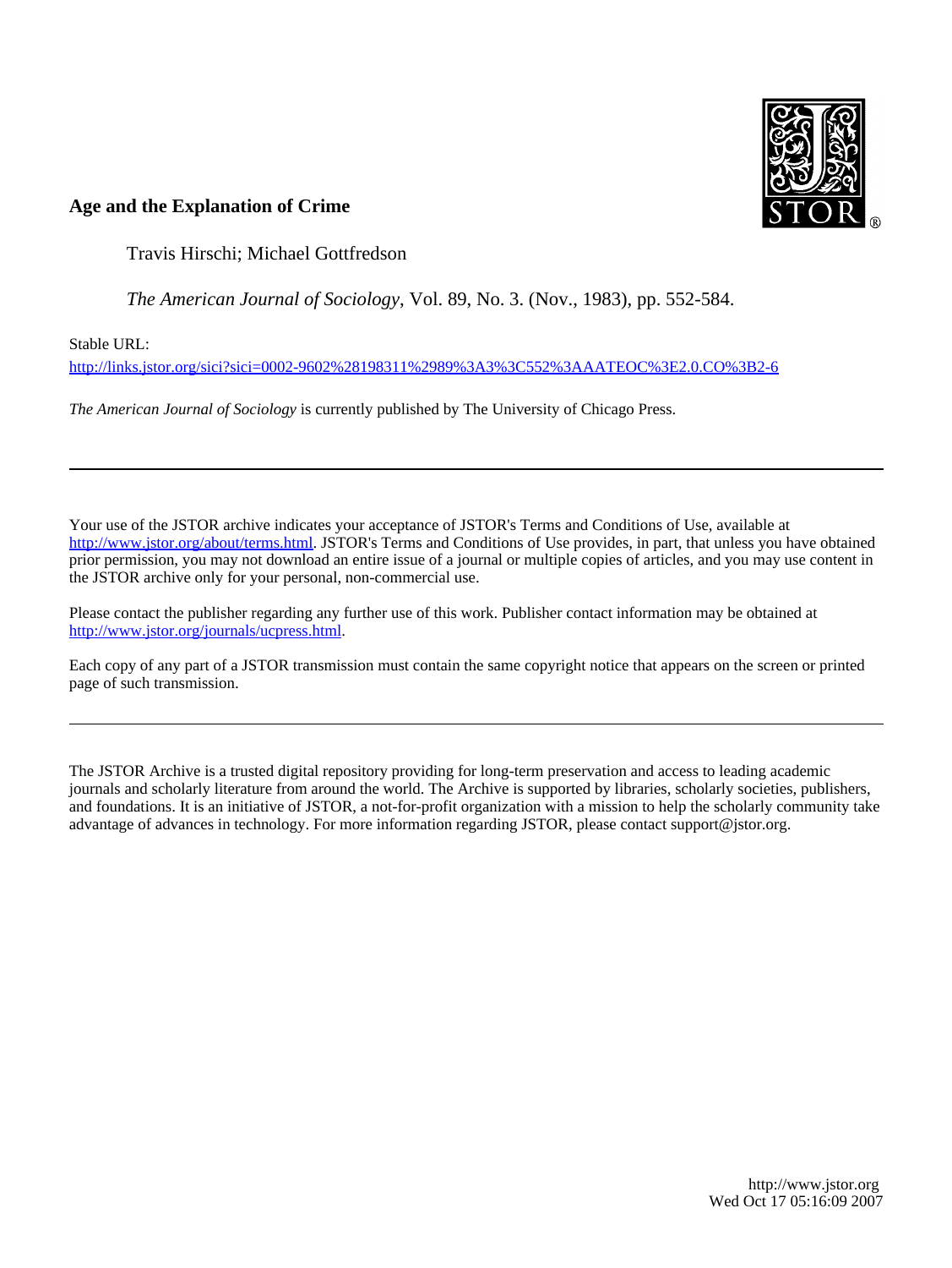**Age and the Explanation of Crime**

Travis Hirschi; Michael Gottfredson

*The American Journal of Sociology*, Vol. 89, No. 3. (Nov., 1983), pp. 552-584.

Stable URL:

http://links.jstor.org/sici?sici=0002-9602%28198311%2989%3A3%3C552%3AAATEOC%3E2.0.CO%3B2-6

*The American Journal of Sociology* is currently published by The University of Chicago Press.

---

Your use of the JSTOR archive indicates your acceptance of JSTOR's Terms and Conditions of Use, available at http://www.jstor.org/about/terms.html. JSTOR's Terms and Conditions of Use provides, in part, that unless you have obtained prior permission, you may not download an entire issue of a journal or multiple copies of articles, and you may use content in the JSTOR archive only for your personal, non-commercial use.

Please contact the publisher regarding any further use of this work. Publisher contact information may be obtained at http://www.jstor.org/journals/ucpress.html.

Each copy of any part of a JSTOR transmission must contain the same copyright notice that appears on the screen or printed page of such transmission.

---

The JSTOR Archive is a trusted digital repository providing for long-term preservation and access to leading academic journals and scholarly literature from around the world. The Archive is supported by libraries, scholarly societies, publishers, and foundations. It is an initiative of JSTOR, a not-for-profit organization with a mission to help the scholarly community take advantage of advances in technology. For more information regarding JSTOR, please contact support@jstor.org.

http://www.jstor.org
Wed Oct 17 05:16:09 2007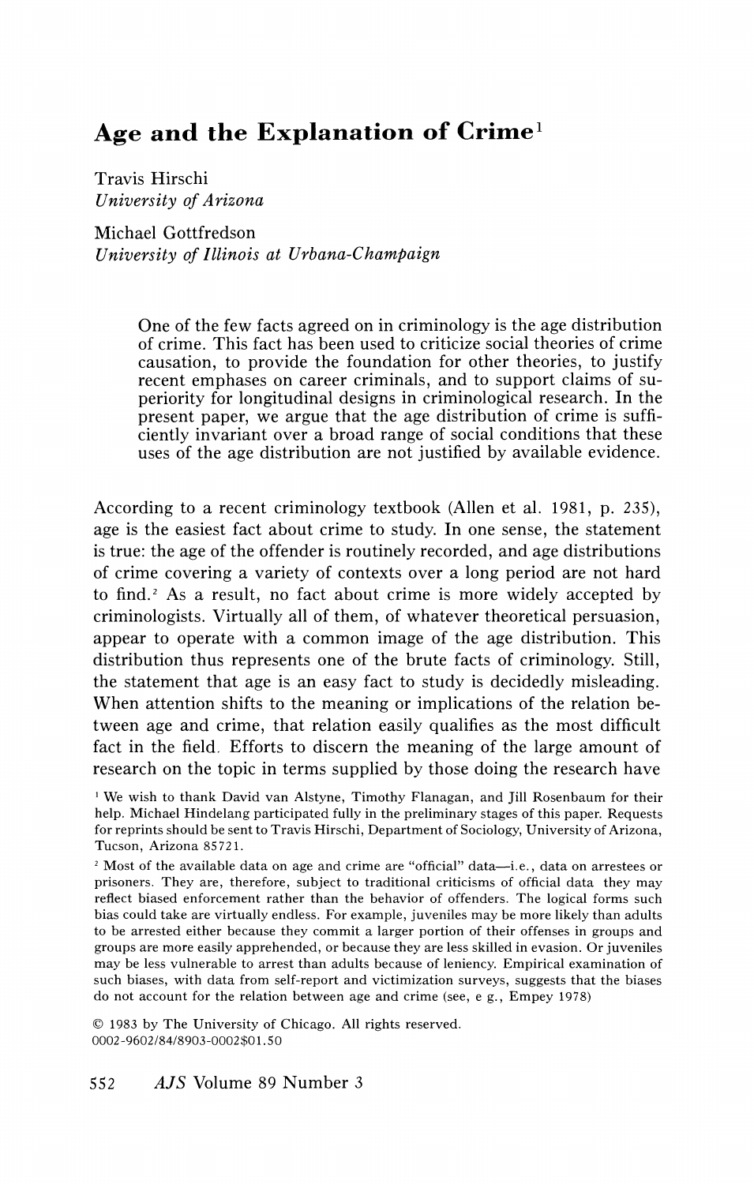# Age and the Explanation of Crime[1]

Travis Hirschi
*University of Arizona*

Michael Gottfredson
*University of Illinois at Urbana-Champaign*

> One of the few facts agreed on in criminology is the age distribution of crime. This fact has been used to criticize social theories of crime causation, to provide the foundation for other theories, to justify recent emphases on career criminals, and to support claims of superiority for longitudinal designs in criminological research. In the present paper, we argue that the age distribution of crime is sufficiently invariant over a broad range of social conditions that these uses of the age distribution are not justified by available evidence.

According to a recent criminology textbook (Allen et al. 1981, p. 235), age is the easiest fact about crime to study. In one sense, the statement is true: the age of the offender is routinely recorded, and age distributions of crime covering a variety of contexts over a long period are not hard to find.[2] As a result, no fact about crime is more widely accepted by criminologists. Virtually all of them, of whatever theoretical persuasion, appear to operate with a common image of the age distribution. This distribution thus represents one of the brute facts of criminology. Still, the statement that age is an easy fact to study is decidedly misleading. When attention shifts to the meaning or implications of the relation between age and crime, that relation easily qualifies as the most difficult fact in the field. Efforts to discern the meaning of the large amount of research on the topic in terms supplied by those doing the research have

[1] We wish to thank David van Alstyne, Timothy Flanagan, and Jill Rosenbaum for their help. Michael Hindelang participated fully in the preliminary stages of this paper. Requests for reprints should be sent to Travis Hirschi, Department of Sociology, University of Arizona, Tucson, Arizona 85721.

[2] Most of the available data on age and crime are "official" data—i.e., data on arrestees or prisoners. They are, therefore, subject to traditional criticisms of official data they may reflect biased enforcement rather than the behavior of offenders. The logical forms such bias could take are virtually endless. For example, juveniles may be more likely than adults to be arrested either because they commit a larger portion of their offenses in groups and groups are more easily apprehended, or because they are less skilled in evasion. Or juveniles may be less vulnerable to arrest than adults because of leniency. Empirical examination of such biases, with data from self-report and victimization surveys, suggests that the biases do not account for the relation between age and crime (see, e g., Empey 1978)

© 1983 by The University of Chicago. All rights reserved.
0002-9602/84/8903-0002$01.50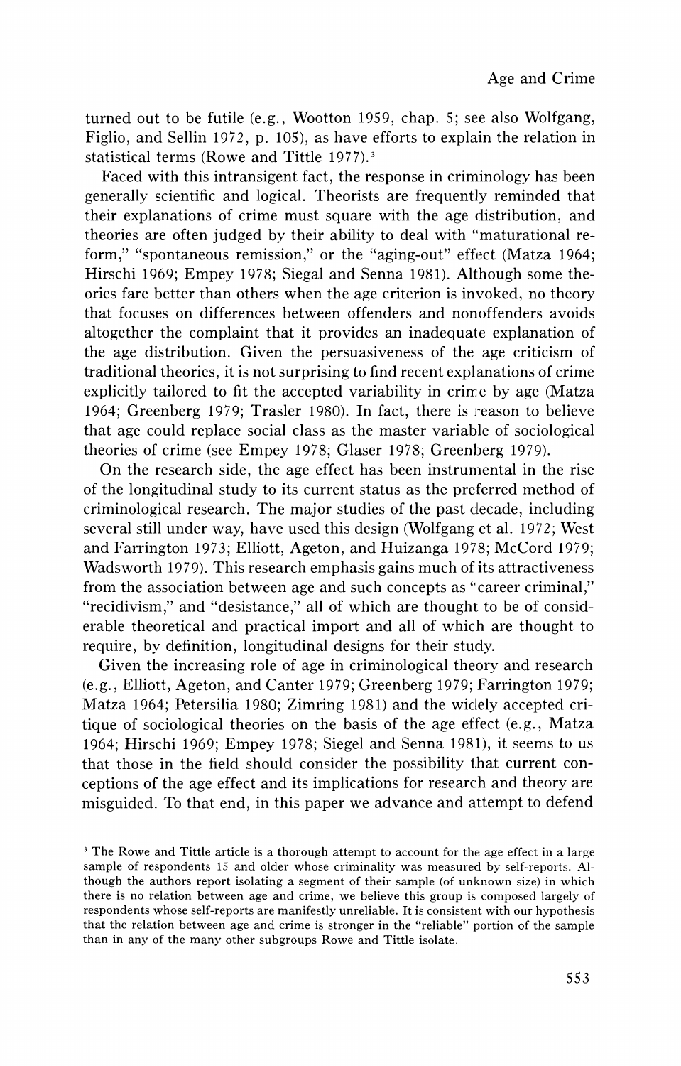turned out to be futile (e.g., Wootton 1959, chap. 5; see also Wolfgang, Figlio, and Sellin 1972, p. 105), as have efforts to explain the relation in statistical terms (Rowe and Tittle 1977).[3]

Faced with this intransigent fact, the response in criminology has been generally scientific and logical. Theorists are frequently reminded that their explanations of crime must square with the age distribution, and theories are often judged by their ability to deal with "maturational reform," "spontaneous remission," or the "aging-out" effect (Matza 1964; Hirschi 1969; Empey 1978; Siegal and Senna 1981). Although some theories fare better than others when the age criterion is invoked, no theory that focuses on differences between offenders and nonoffenders avoids altogether the complaint that it provides an inadequate explanation of the age distribution. Given the persuasiveness of the age criticism of traditional theories, it is not surprising to find recent explanations of crime explicitly tailored to fit the accepted variability in crime by age (Matza 1964; Greenberg 1979; Trasler 1980). In fact, there is reason to believe that age could replace social class as the master variable of sociological theories of crime (see Empey 1978; Glaser 1978; Greenberg 1979).

On the research side, the age effect has been instrumental in the rise of the longitudinal study to its current status as the preferred method of criminological research. The major studies of the past decade, including several still under way, have used this design (Wolfgang et al. 1972; West and Farrington 1973; Elliott, Ageton, and Huizanga 1978; McCord 1979; Wadsworth 1979). This research emphasis gains much of its attractiveness from the association between age and such concepts as "career criminal," "recidivism," and "desistance," all of which are thought to be of considerable theoretical and practical import and all of which are thought to require, by definition, longitudinal designs for their study.

Given the increasing role of age in criminological theory and research (e.g., Elliott, Ageton, and Canter 1979; Greenberg 1979; Farrington 1979; Matza 1964; Petersilia 1980; Zimring 1981) and the widely accepted critique of sociological theories on the basis of the age effect (e.g., Matza 1964; Hirschi 1969; Empey 1978; Siegel and Senna 1981), it seems to us that those in the field should consider the possibility that current conceptions of the age effect and its implications for research and theory are misguided. To that end, in this paper we advance and attempt to defend

[3] The Rowe and Tittle article is a thorough attempt to account for the age effect in a large sample of respondents 15 and older whose criminality was measured by self-reports. Although the authors report isolating a segment of their sample (of unknown size) in which there is no relation between age and crime, we believe this group is composed largely of respondents whose self-reports are manifestly unreliable. It is consistent with our hypothesis that the relation between age and crime is stronger in the "reliable" portion of the sample than in any of the many other subgroups Rowe and Tittle isolate.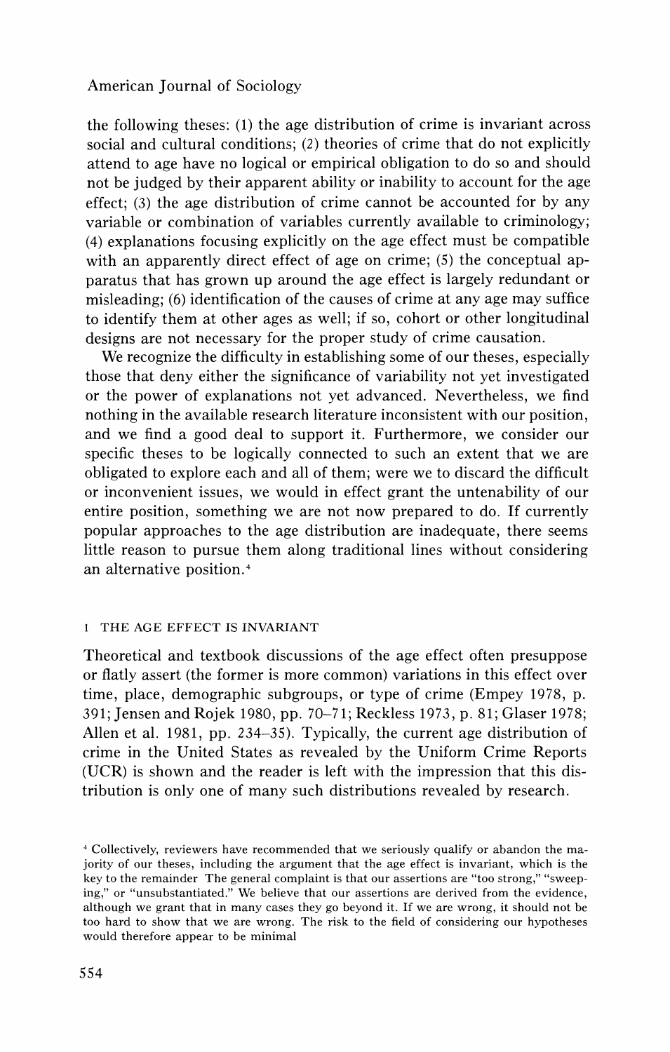the following theses: (1) the age distribution of crime is invariant across social and cultural conditions; (2) theories of crime that do not explicitly attend to age have no logical or empirical obligation to do so and should not be judged by their apparent ability or inability to account for the age effect; (3) the age distribution of crime cannot be accounted for by any variable or combination of variables currently available to criminology; (4) explanations focusing explicitly on the age effect must be compatible with an apparently direct effect of age on crime; (5) the conceptual apparatus that has grown up around the age effect is largely redundant or misleading; (6) identification of the causes of crime at any age may suffice to identify them at other ages as well; if so, cohort or other longitudinal designs are not necessary for the proper study of crime causation.

We recognize the difficulty in establishing some of our theses, especially those that deny either the significance of variability not yet investigated or the power of explanations not yet advanced. Nevertheless, we find nothing in the available research literature inconsistent with our position, and we find a good deal to support it. Furthermore, we consider our specific theses to be logically connected to such an extent that we are obligated to explore each and all of them; were we to discard the difficult or inconvenient issues, we would in effect grant the untenability of our entire position, something we are not now prepared to do. If currently popular approaches to the age distribution are inadequate, there seems little reason to pursue them along traditional lines without considering an alternative position.[4]

## 1 THE AGE EFFECT IS INVARIANT

Theoretical and textbook discussions of the age effect often presuppose or flatly assert (the former is more common) variations in this effect over time, place, demographic subgroups, or type of crime (Empey 1978, p. 391; Jensen and Rojek 1980, pp. 70–71; Reckless 1973, p. 81; Glaser 1978; Allen et al. 1981, pp. 234–35). Typically, the current age distribution of crime in the United States as revealed by the Uniform Crime Reports (UCR) is shown and the reader is left with the impression that this distribution is only one of many such distributions revealed by research.

[4] Collectively, reviewers have recommended that we seriously qualify or abandon the majority of our theses, including the argument that the age effect is invariant, which is the key to the remainder The general complaint is that our assertions are "too strong," "sweeping," or "unsubstantiated." We believe that our assertions are derived from the evidence, although we grant that in many cases they go beyond it. If we are wrong, it should not be too hard to show that we are wrong. The risk to the field of considering our hypotheses would therefore appear to be minimal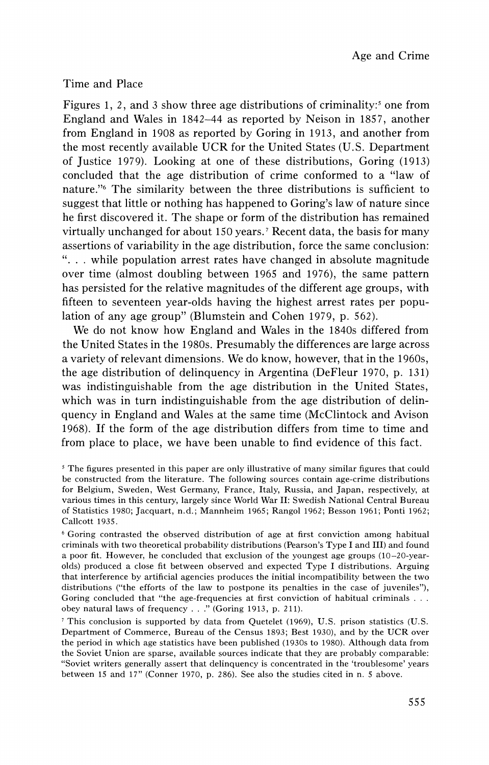## Time and Place

Figures 1, 2, and 3 show three age distributions of criminality:[5] one from England and Wales in 1842–44 as reported by Neison in 1857, another from England in 1908 as reported by Goring in 1913, and another from the most recently available UCR for the United States (U.S. Department of Justice 1979). Looking at one of these distributions, Goring (1913) concluded that the age distribution of crime conformed to a "law of nature."[6] The similarity between the three distributions is sufficient to suggest that little or nothing has happened to Goring's law of nature since he first discovered it. The shape or form of the distribution has remained virtually unchanged for about 150 years.[7] Recent data, the basis for many assertions of variability in the age distribution, force the same conclusion: ". . . while population arrest rates have changed in absolute magnitude over time (almost doubling between 1965 and 1976), the same pattern has persisted for the relative magnitudes of the different age groups, with fifteen to seventeen year-olds having the highest arrest rates per population of any age group" (Blumstein and Cohen 1979, p. 562).

We do not know how England and Wales in the 1840s differed from the United States in the 1980s. Presumably the differences are large across a variety of relevant dimensions. We do know, however, that in the 1960s, the age distribution of delinquency in Argentina (DeFleur 1970, p. 131) was indistinguishable from the age distribution in the United States, which was in turn indistinguishable from the age distribution of delinquency in England and Wales at the same time (McClintock and Avison 1968). If the form of the age distribution differs from time to time and from place to place, we have been unable to find evidence of this fact.

[5] The figures presented in this paper are only illustrative of many similar figures that could be constructed from the literature. The following sources contain age-crime distributions for Belgium, Sweden, West Germany, France, Italy, Russia, and Japan, respectively, at various times in this century, largely since World War II: Swedish National Central Bureau of Statistics 1980; Jacquart, n.d.; Mannheim 1965; Rangol 1962; Besson 1961; Ponti 1962; Callcott 1935.

[6] Goring contrasted the observed distribution of age at first conviction among habitual criminals with two theoretical probability distributions (Pearson's Type I and III) and found a poor fit. However, he concluded that exclusion of the youngest age groups (10–20-year-olds) produced a close fit between observed and expected Type I distributions. Arguing that interference by artificial agencies produces the initial incompatibility between the two distributions ("the efforts of the law to postpone its penalties in the case of juveniles"), Goring concluded that "the age-frequencies at first conviction of habitual criminals . . . obey natural laws of frequency . . ." (Goring 1913, p. 211).

[7] This conclusion is supported by data from Quetelet (1969), U.S. prison statistics (U.S. Department of Commerce, Bureau of the Census 1893; Best 1930), and by the UCR over the period in which age statistics have been published (1930s to 1980). Although data from the Soviet Union are sparse, available sources indicate that they are probably comparable: "Soviet writers generally assert that delinquency is concentrated in the 'troublesome' years between 15 and 17" (Conner 1970, p. 286). See also the studies cited in n. 5 above.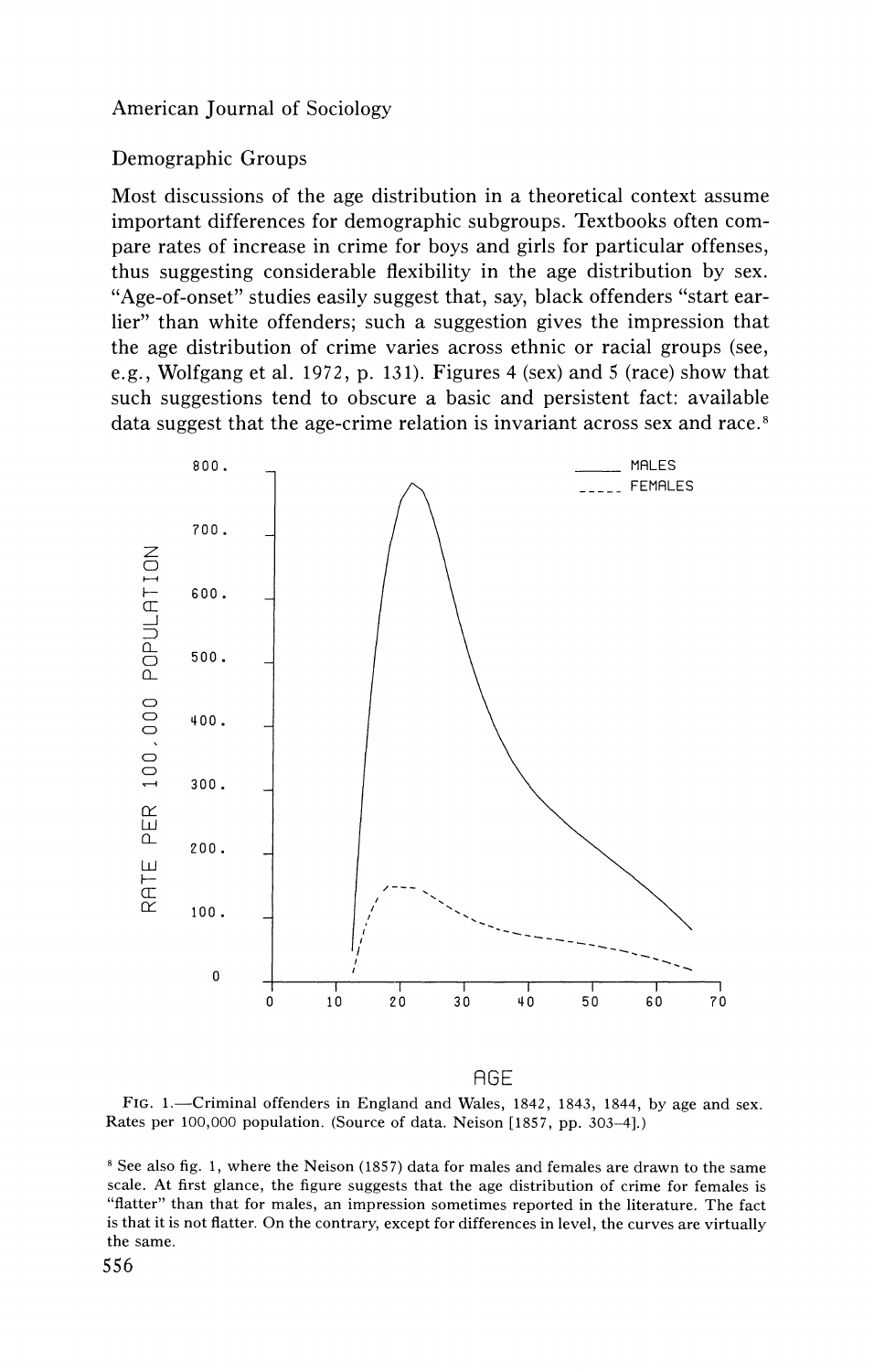## Demographic Groups

Most discussions of the age distribution in a theoretical context assume important differences for demographic subgroups. Textbooks often compare rates of increase in crime for boys and girls for particular offenses, thus suggesting considerable flexibility in the age distribution by sex. "Age-of-onset" studies easily suggest that, say, black offenders "start earlier" than white offenders; such a suggestion gives the impression that the age distribution of crime varies across ethnic or racial groups (see, e.g., Wolfgang et al. 1972, p. 131). Figures 4 (sex) and 5 (race) show that such suggestions tend to obscure a basic and persistent fact: available data suggest that the age-crime relation is invariant across sex and race.[8]

FIG. 1.—Criminal offenders in England and Wales, 1842, 1843, 1844, by age and sex. Rates per 100,000 population. (Source of data. Neison [1857, pp. 303–4].)

[8] See also fig. 1, where the Neison (1857) data for males and females are drawn to the same scale. At first glance, the figure suggests that the age distribution of crime for females is "flatter" than that for males, an impression sometimes reported in the literature. The fact is that it is not flatter. On the contrary, except for differences in level, the curves are virtually the same.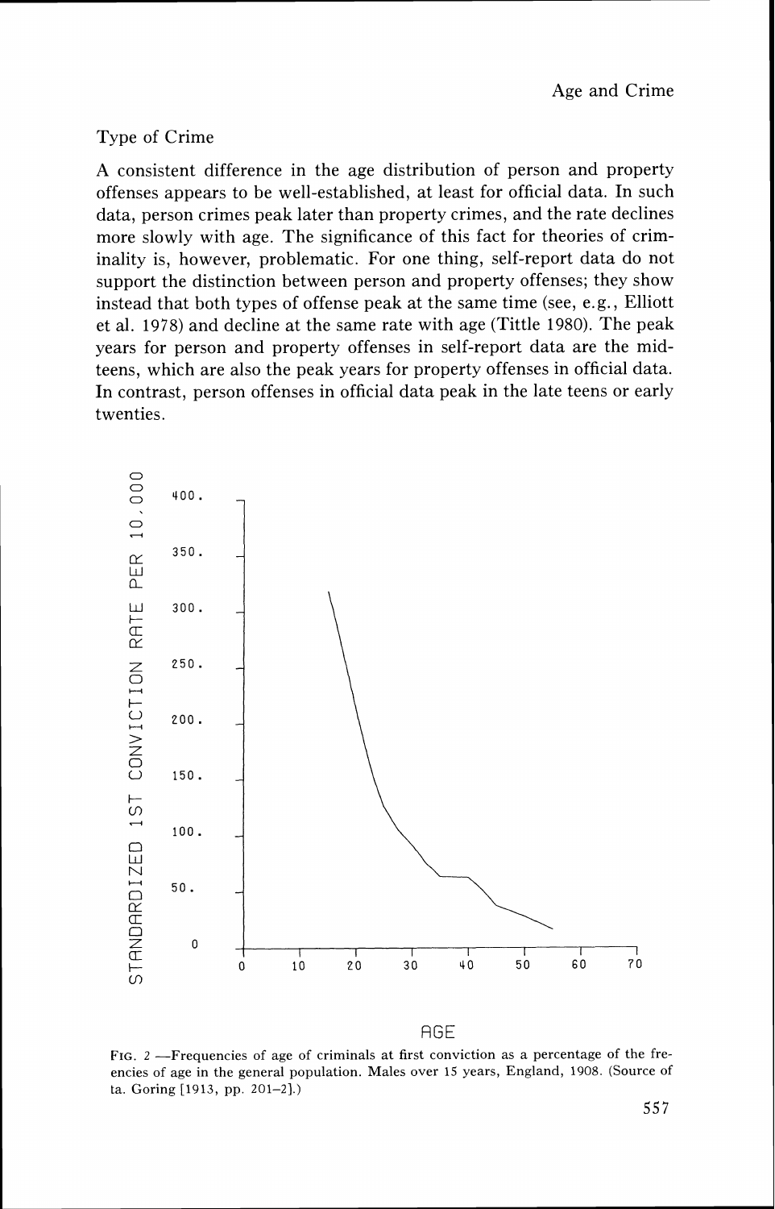## Type of Crime

A consistent difference in the age distribution of person and property offenses appears to be well-established, at least for official data. In such data, person crimes peak later than property crimes, and the rate declines more slowly with age. The significance of this fact for theories of criminality is, however, problematic. For one thing, self-report data do not support the distinction between person and property offenses; they show instead that both types of offense peak at the same time (see, e.g., Elliott et al. 1978) and decline at the same rate with age (Tittle 1980). The peak years for person and property offenses in self-report data are the mid-teens, which are also the peak years for property offenses in official data. In contrast, person offenses in official data peak in the late teens or early twenties.

FIG. 2 —Frequencies of age of criminals at first conviction as a percentage of the frequencies of age in the general population. Males over 15 years, England, 1908. (Source of data. Goring [1913, pp. 201–2].)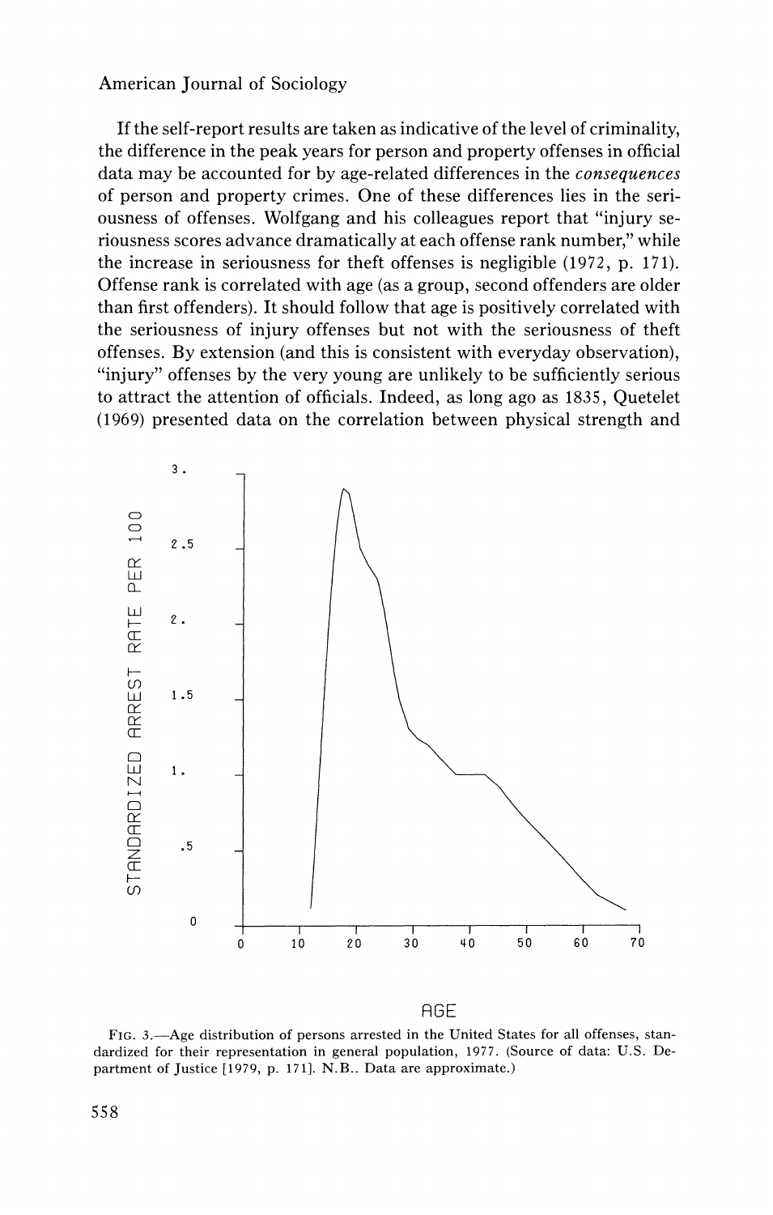If the self-report results are taken as indicative of the level of criminality, the difference in the peak years for person and property offenses in official data may be accounted for by age-related differences in the *consequences* of person and property crimes. One of these differences lies in the seriousness of offenses. Wolfgang and his colleagues report that "injury seriousness scores advance dramatically at each offense rank number," while the increase in seriousness for theft offenses is negligible (1972, p. 171). Offense rank is correlated with age (as a group, second offenders are older than first offenders). It should follow that age is positively correlated with the seriousness of injury offenses but not with the seriousness of theft offenses. By extension (and this is consistent with everyday observation), "injury" offenses by the very young are unlikely to be sufficiently serious to attract the attention of officials. Indeed, as long ago as 1835, Quetelet (1969) presented data on the correlation between physical strength and

FIG. 3.—Age distribution of persons arrested in the United States for all offenses, standardized for their representation in general population, 1977. (Source of data: U.S. Department of Justice [1979, p. 171]. N.B.. Data are approximate.)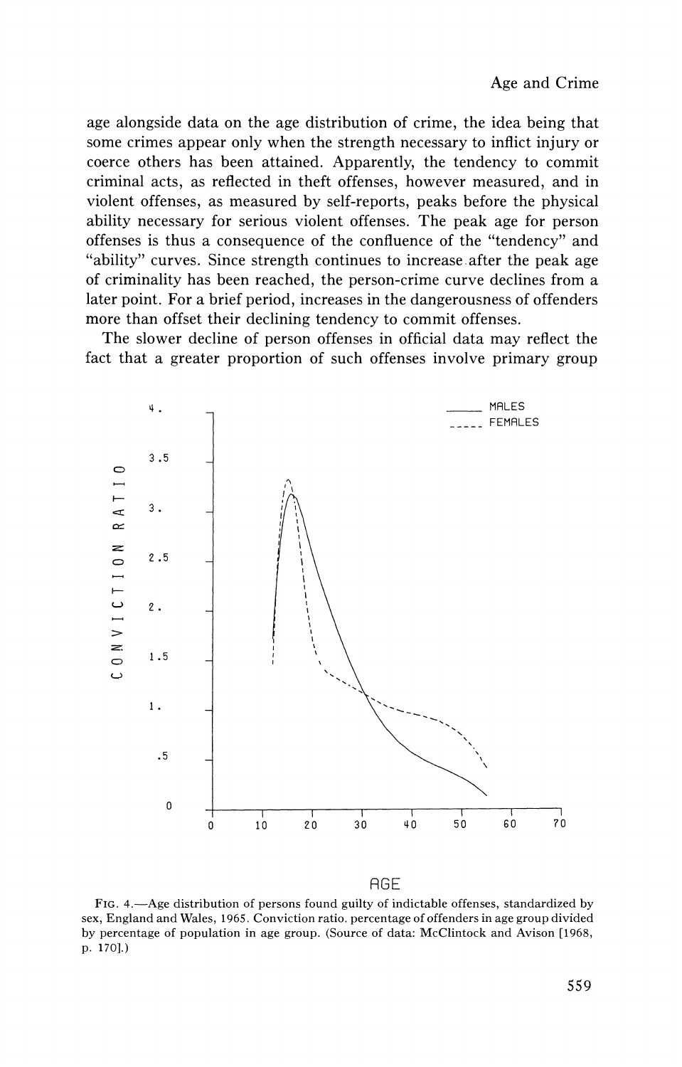age alongside data on the age distribution of crime, the idea being that some crimes appear only when the strength necessary to inflict injury or coerce others has been attained. Apparently, the tendency to commit criminal acts, as reflected in theft offenses, however measured, and in violent offenses, as measured by self-reports, peaks before the physical ability necessary for serious violent offenses. The peak age for person offenses is thus a consequence of the confluence of the "tendency" and "ability" curves. Since strength continues to increase after the peak age of criminality has been reached, the person-crime curve declines from a later point. For a brief period, increases in the dangerousness of offenders more than offset their declining tendency to commit offenses.

The slower decline of person offenses in official data may reflect the fact that a greater proportion of such offenses involve primary group

FIG. 4.—Age distribution of persons found guilty of indictable offenses, standardized by sex, England and Wales, 1965. Conviction ratio. percentage of offenders in age group divided by percentage of population in age group. (Source of data: McClintock and Avison [1968, p. 170].)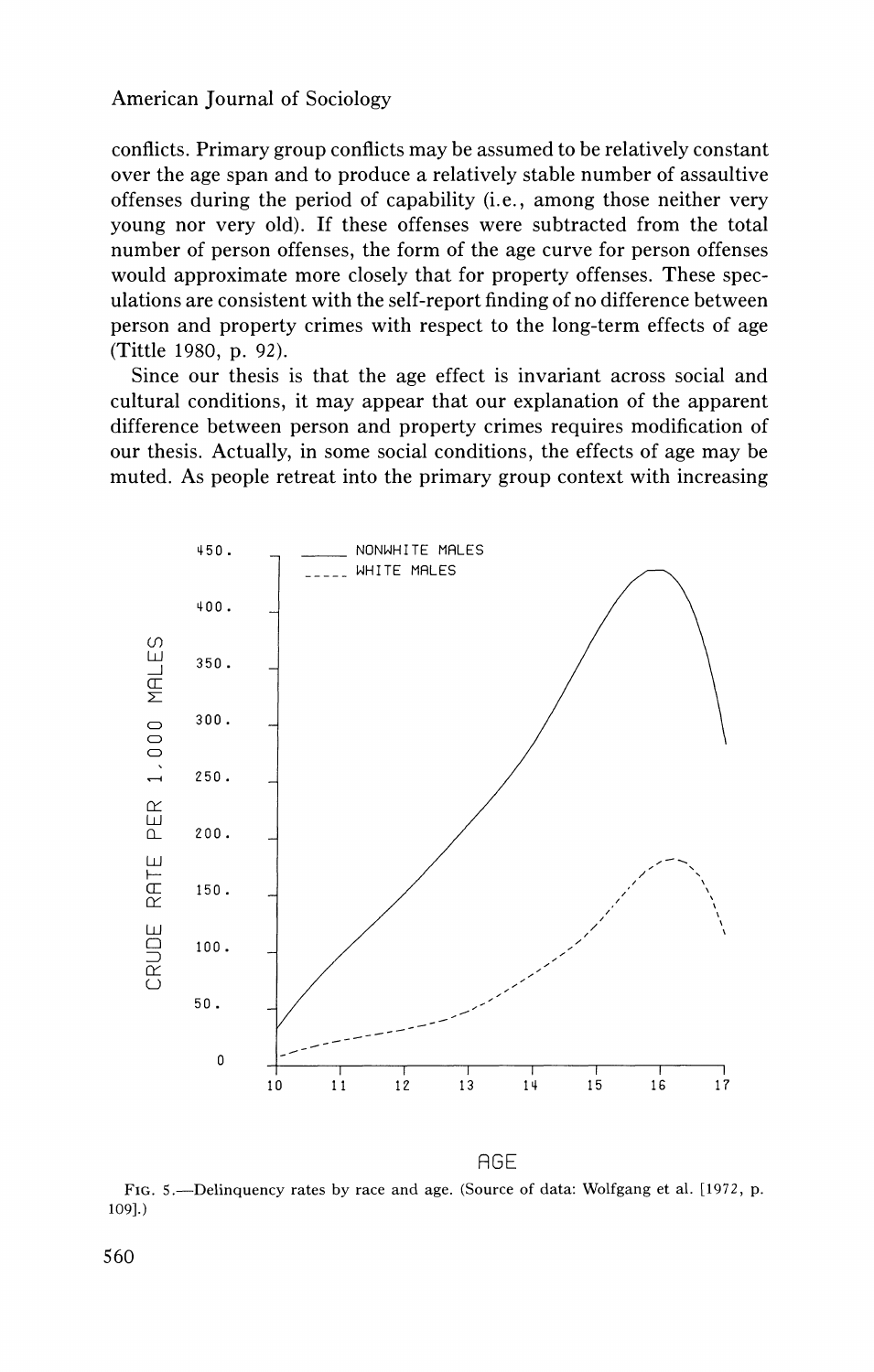conflicts. Primary group conflicts may be assumed to be relatively constant over the age span and to produce a relatively stable number of assaultive offenses during the period of capability (i.e., among those neither very young nor very old). If these offenses were subtracted from the total number of person offenses, the form of the age curve for person offenses would approximate more closely that for property offenses. These speculations are consistent with the self-report finding of no difference between person and property crimes with respect to the long-term effects of age (Tittle 1980, p. 92).

Since our thesis is that the age effect is invariant across social and cultural conditions, it may appear that our explanation of the apparent difference between person and property crimes requires modification of our thesis. Actually, in some social conditions, the effects of age may be muted. As people retreat into the primary group context with increasing

FIG. 5.—Delinquency rates by race and age. (Source of data: Wolfgang et al. [1972, p. 109].)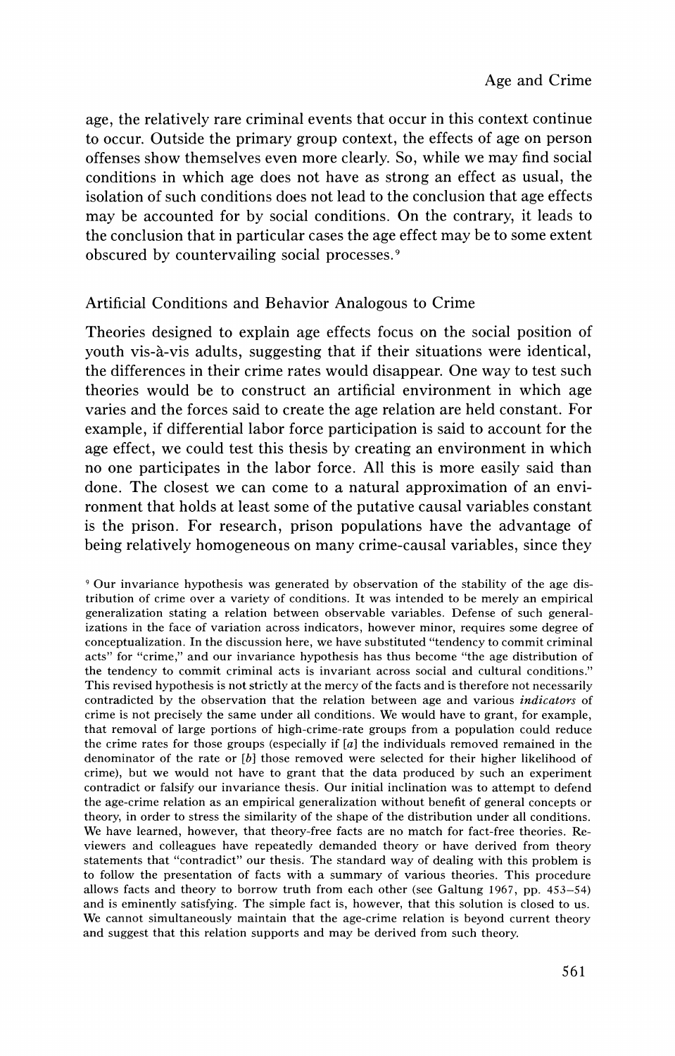age, the relatively rare criminal events that occur in this context continue to occur. Outside the primary group context, the effects of age on person offenses show themselves even more clearly. So, while we may find social conditions in which age does not have as strong an effect as usual, the isolation of such conditions does not lead to the conclusion that age effects may be accounted for by social conditions. On the contrary, it leads to the conclusion that in particular cases the age effect may be to some extent obscured by countervailing social processes.[9]

## Artificial Conditions and Behavior Analogous to Crime

Theories designed to explain age effects focus on the social position of youth vis-à-vis adults, suggesting that if their situations were identical, the differences in their crime rates would disappear. One way to test such theories would be to construct an artificial environment in which age varies and the forces said to create the age relation are held constant. For example, if differential labor force participation is said to account for the age effect, we could test this thesis by creating an environment in which no one participates in the labor force. All this is more easily said than done. The closest we can come to a natural approximation of an environment that holds at least some of the putative causal variables constant is the prison. For research, prison populations have the advantage of being relatively homogeneous on many crime-causal variables, since they

[9] Our invariance hypothesis was generated by observation of the stability of the age distribution of crime over a variety of conditions. It was intended to be merely an empirical generalization stating a relation between observable variables. Defense of such generalizations in the face of variation across indicators, however minor, requires some degree of conceptualization. In the discussion here, we have substituted "tendency to commit criminal acts" for "crime," and our invariance hypothesis has thus become "the age distribution of the tendency to commit criminal acts is invariant across social and cultural conditions." This revised hypothesis is not strictly at the mercy of the facts and is therefore not necessarily contradicted by the observation that the relation between age and various *indicators* of crime is not precisely the same under all conditions. We would have to grant, for example, that removal of large portions of high-crime-rate groups from a population could reduce the crime rates for those groups (especially if [*a*] the individuals removed remained in the denominator of the rate or [*b*] those removed were selected for their higher likelihood of crime), but we would not have to grant that the data produced by such an experiment contradict or falsify our invariance thesis. Our initial inclination was to attempt to defend the age-crime relation as an empirical generalization without benefit of general concepts or theory, in order to stress the similarity of the shape of the distribution under all conditions. We have learned, however, that theory-free facts are no match for fact-free theories. Reviewers and colleagues have repeatedly demanded theory or have derived from theory statements that "contradict" our thesis. The standard way of dealing with this problem is to follow the presentation of facts with a summary of various theories. This procedure allows facts and theory to borrow truth from each other (see Galtung 1967, pp. 453–54) and is eminently satisfying. The simple fact is, however, that this solution is closed to us. We cannot simultaneously maintain that the age-crime relation is beyond current theory and suggest that this relation supports and may be derived from such theory.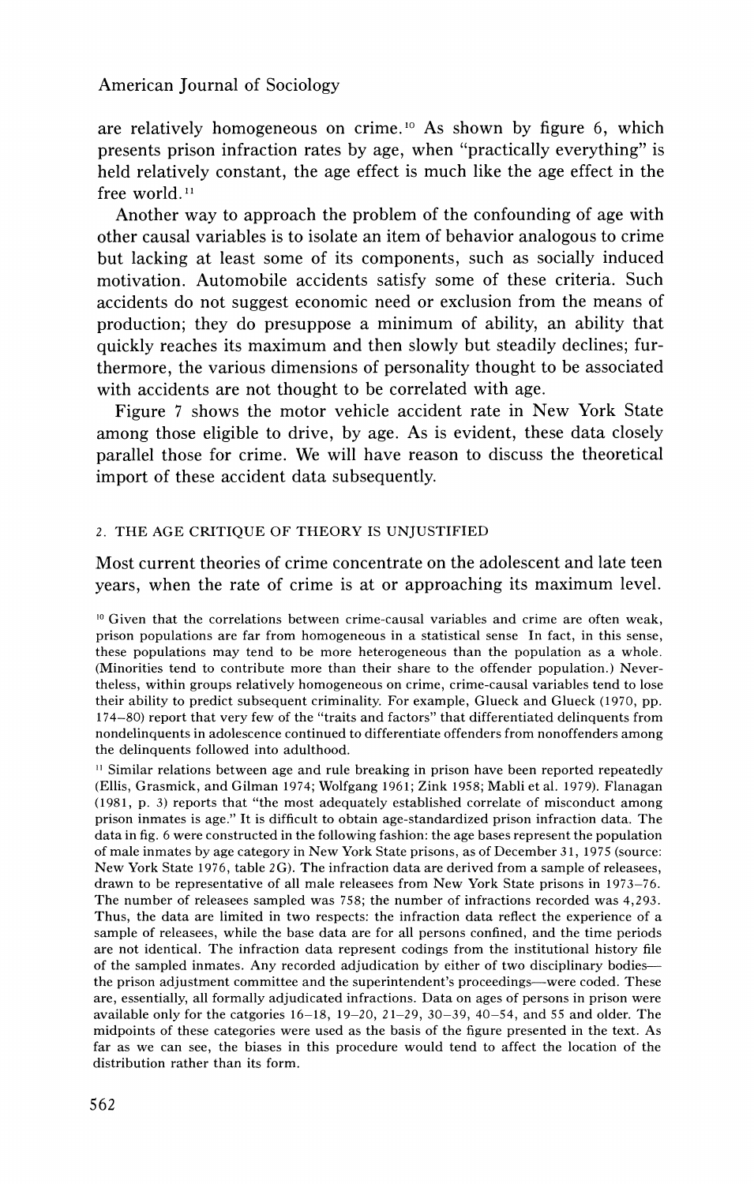are relatively homogeneous on crime.[10] As shown by figure 6, which presents prison infraction rates by age, when "practically everything" is held relatively constant, the age effect is much like the age effect in the free world.[11]

Another way to approach the problem of the confounding of age with other causal variables is to isolate an item of behavior analogous to crime but lacking at least some of its components, such as socially induced motivation. Automobile accidents satisfy some of these criteria. Such accidents do not suggest economic need or exclusion from the means of production; they do presuppose a minimum of ability, an ability that quickly reaches its maximum and then slowly but steadily declines; furthermore, the various dimensions of personality thought to be associated with accidents are not thought to be correlated with age.

Figure 7 shows the motor vehicle accident rate in New York State among those eligible to drive, by age. As is evident, these data closely parallel those for crime. We will have reason to discuss the theoretical import of these accident data subsequently.

## 2. THE AGE CRITIQUE OF THEORY IS UNJUSTIFIED

Most current theories of crime concentrate on the adolescent and late teen years, when the rate of crime is at or approaching its maximum level.

[10] Given that the correlations between crime-causal variables and crime are often weak, prison populations are far from homogeneous in a statistical sense In fact, in this sense, these populations may tend to be more heterogeneous than the population as a whole. (Minorities tend to contribute more than their share to the offender population.) Nevertheless, within groups relatively homogeneous on crime, crime-causal variables tend to lose their ability to predict subsequent criminality. For example, Glueck and Glueck (1970, pp. 174–80) report that very few of the "traits and factors" that differentiated delinquents from nondelinquents in adolescence continued to differentiate offenders from nonoffenders among the delinquents followed into adulthood.

[11] Similar relations between age and rule breaking in prison have been reported repeatedly (Ellis, Grasmick, and Gilman 1974; Wolfgang 1961; Zink 1958; Mabli et al. 1979). Flanagan (1981, p. 3) reports that "the most adequately established correlate of misconduct among prison inmates is age." It is difficult to obtain age-standardized prison infraction data. The data in fig. 6 were constructed in the following fashion: the age bases represent the population of male inmates by age category in New York State prisons, as of December 31, 1975 (source: New York State 1976, table 2G). The infraction data are derived from a sample of releasees, drawn to be representative of all male releasees from New York State prisons in 1973–76. The number of releasees sampled was 758; the number of infractions recorded was 4,293. Thus, the data are limited in two respects: the infraction data reflect the experience of a sample of releasees, while the base data are for all persons confined, and the time periods are not identical. The infraction data represent codings from the institutional history file of the sampled inmates. Any recorded adjudication by either of two disciplinary bodies—the prison adjustment committee and the superintendent's proceedings—were coded. These are, essentially, all formally adjudicated infractions. Data on ages of persons in prison were available only for the catgories 16–18, 19–20, 21–29, 30–39, 40–54, and 55 and older. The midpoints of these categories were used as the basis of the figure presented in the text. As far as we can see, the biases in this procedure would tend to affect the location of the distribution rather than its form.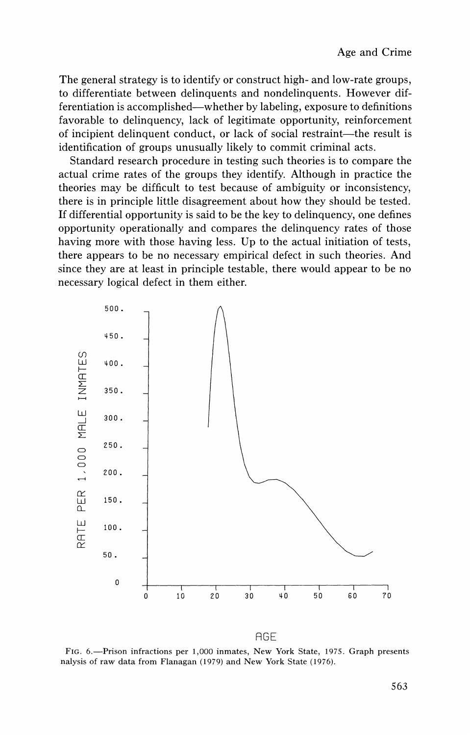The general strategy is to identify or construct high- and low-rate groups, to differentiate between delinquents and nondelinquents. However differentiation is accomplished—whether by labeling, exposure to definitions favorable to delinquency, lack of legitimate opportunity, reinforcement of incipient delinquent conduct, or lack of social restraint—the result is identification of groups unusually likely to commit criminal acts.

Standard research procedure in testing such theories is to compare the actual crime rates of the groups they identify. Although in practice the theories may be difficult to test because of ambiguity or inconsistency, there is in principle little disagreement about how they should be tested. If differential opportunity is said to be the key to delinquency, one defines opportunity operationally and compares the delinquency rates of those having more with those having less. Up to the actual initiation of tests, there appears to be no necessary empirical defect in such theories. And since they are at least in principle testable, there would appear to be no necessary logical defect in them either.

FIG. 6.—Prison infractions per 1,000 inmates, New York State, 1975. Graph presents nalysis of raw data from Flanagan (1979) and New York State (1976).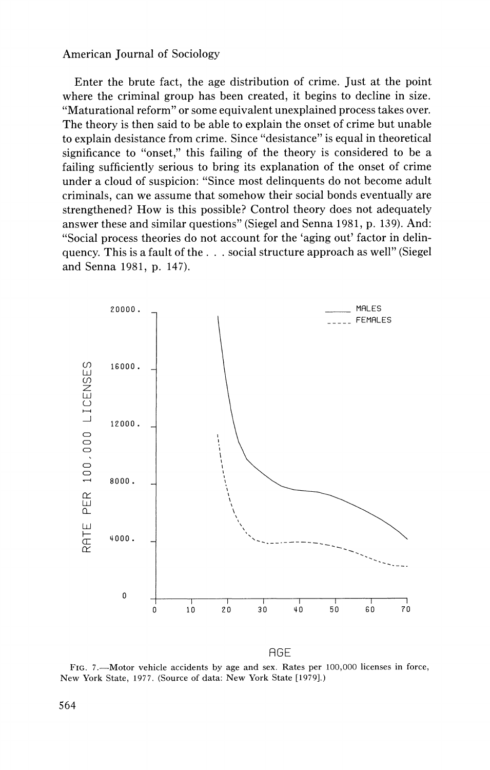Enter the brute fact, the age distribution of crime. Just at the point where the criminal group has been created, it begins to decline in size. "Maturational reform" or some equivalent unexplained process takes over. The theory is then said to be able to explain the onset of crime but unable to explain desistance from crime. Since "desistance" is equal in theoretical significance to "onset," this failing of the theory is considered to be a failing sufficiently serious to bring its explanation of the onset of crime under a cloud of suspicion: "Since most delinquents do not become adult criminals, can we assume that somehow their social bonds eventually are strengthened? How is this possible? Control theory does not adequately answer these and similar questions" (Siegel and Senna 1981, p. 139). And: "Social process theories do not account for the 'aging out' factor in delinquency. This is a fault of the . . . social structure approach as well" (Siegel and Senna 1981, p. 147).

FIG. 7.—Motor vehicle accidents by age and sex. Rates per 100,000 licenses in force, New York State, 1977. (Source of data: New York State [1979].)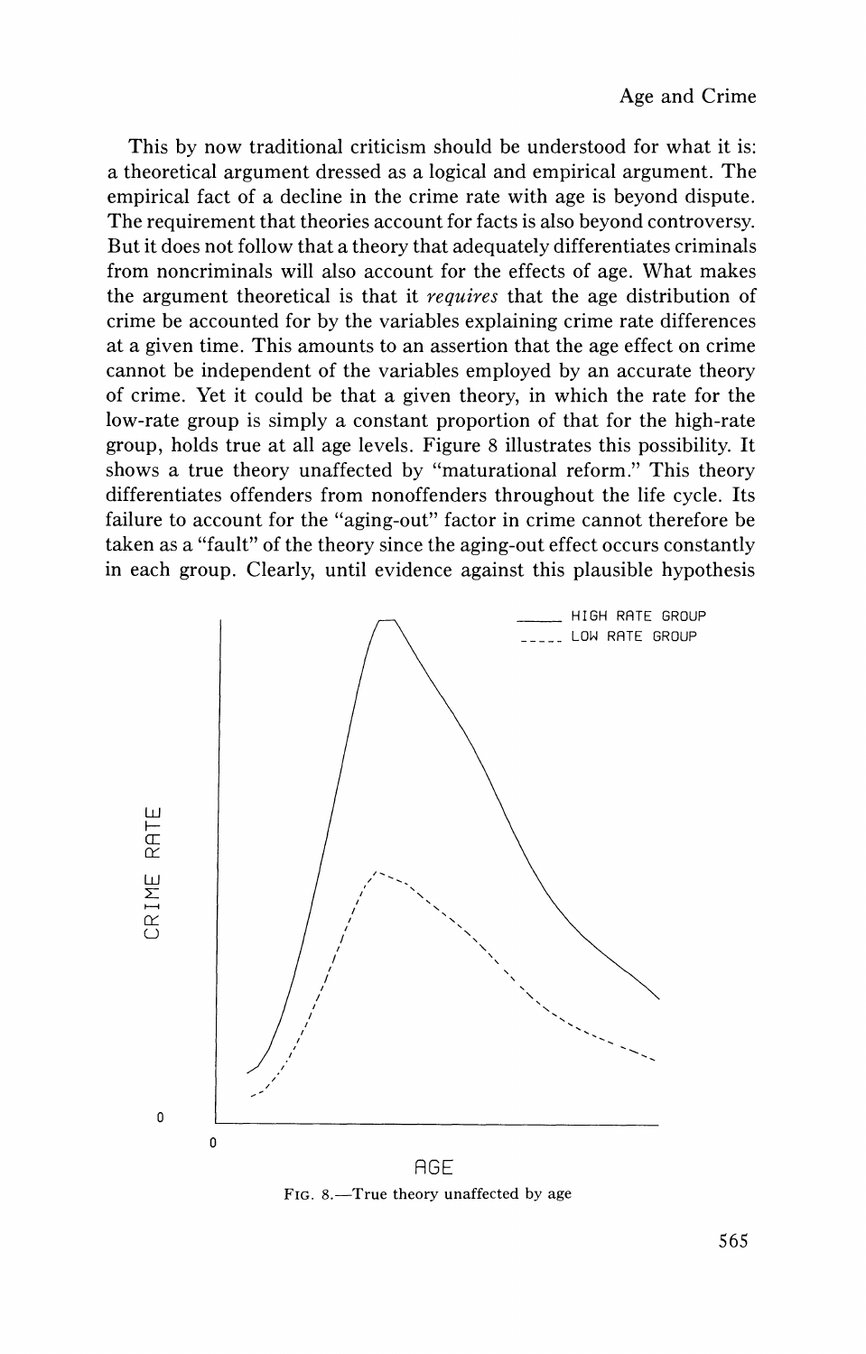This by now traditional criticism should be understood for what it is: a theoretical argument dressed as a logical and empirical argument. The empirical fact of a decline in the crime rate with age is beyond dispute. The requirement that theories account for facts is also beyond controversy. But it does not follow that a theory that adequately differentiates criminals from noncriminals will also account for the effects of age. What makes the argument theoretical is that it *requires* that the age distribution of crime be accounted for by the variables explaining crime rate differences at a given time. This amounts to an assertion that the age effect on crime cannot be independent of the variables employed by an accurate theory of crime. Yet it could be that a given theory, in which the rate for the low-rate group is simply a constant proportion of that for the high-rate group, holds true at all age levels. Figure 8 illustrates this possibility. It shows a true theory unaffected by "maturational reform." This theory differentiates offenders from nonoffenders throughout the life cycle. Its failure to account for the "aging-out" factor in crime cannot therefore be taken as a "fault" of the theory since the aging-out effect occurs constantly in each group. Clearly, until evidence against this plausible hypothesis

FIG. 8.—True theory unaffected by age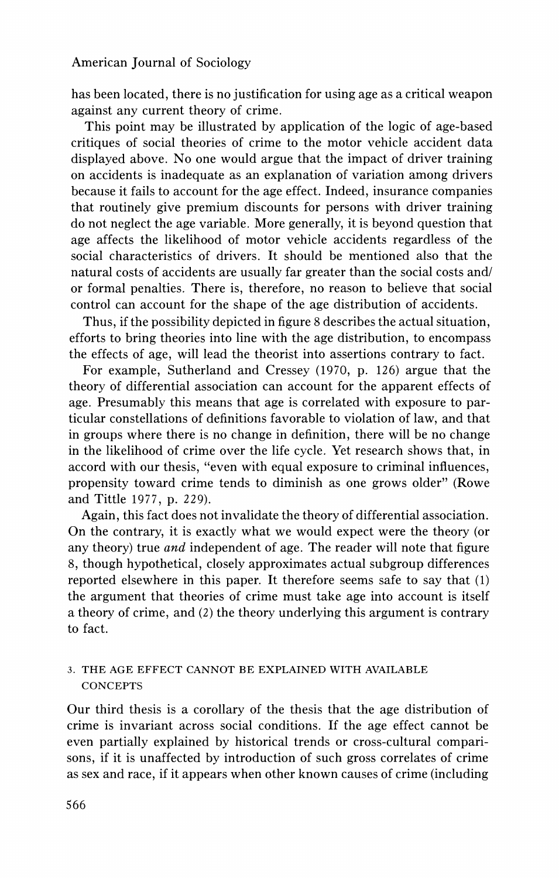has been located, there is no justification for using age as a critical weapon against any current theory of crime.

This point may be illustrated by application of the logic of age-based critiques of social theories of crime to the motor vehicle accident data displayed above. No one would argue that the impact of driver training on accidents is inadequate as an explanation of variation among drivers because it fails to account for the age effect. Indeed, insurance companies that routinely give premium discounts for persons with driver training do not neglect the age variable. More generally, it is beyond question that age affects the likelihood of motor vehicle accidents regardless of the social characteristics of drivers. It should be mentioned also that the natural costs of accidents are usually far greater than the social costs and/or formal penalties. There is, therefore, no reason to believe that social control can account for the shape of the age distribution of accidents.

Thus, if the possibility depicted in figure 8 describes the actual situation, efforts to bring theories into line with the age distribution, to encompass the effects of age, will lead the theorist into assertions contrary to fact.

For example, Sutherland and Cressey (1970, p. 126) argue that the theory of differential association can account for the apparent effects of age. Presumably this means that age is correlated with exposure to particular constellations of definitions favorable to violation of law, and that in groups where there is no change in definition, there will be no change in the likelihood of crime over the life cycle. Yet research shows that, in accord with our thesis, "even with equal exposure to criminal influences, propensity toward crime tends to diminish as one grows older" (Rowe and Tittle 1977, p. 229).

Again, this fact does not invalidate the theory of differential association. On the contrary, it is exactly what we would expect were the theory (or any theory) true *and* independent of age. The reader will note that figure 8, though hypothetical, closely approximates actual subgroup differences reported elsewhere in this paper. It therefore seems safe to say that (1) the argument that theories of crime must take age into account is itself a theory of crime, and (2) the theory underlying this argument is contrary to fact.

### 3. THE AGE EFFECT CANNOT BE EXPLAINED WITH AVAILABLE CONCEPTS

Our third thesis is a corollary of the thesis that the age distribution of crime is invariant across social conditions. If the age effect cannot be even partially explained by historical trends or cross-cultural comparisons, if it is unaffected by introduction of such gross correlates of crime as sex and race, if it appears when other known causes of crime (including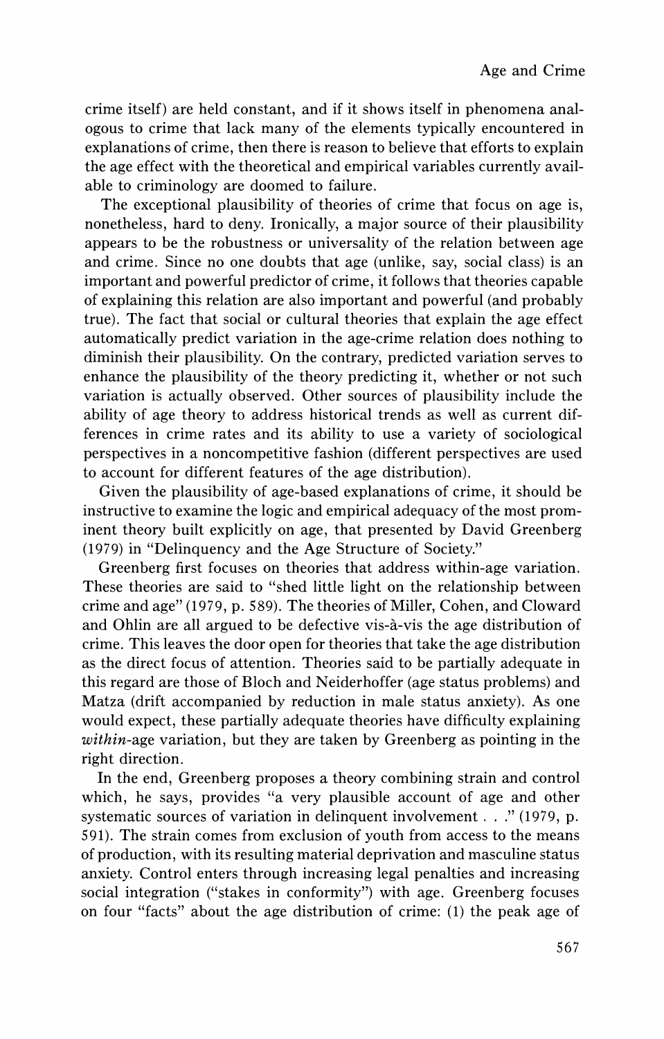crime itself) are held constant, and if it shows itself in phenomena analogous to crime that lack many of the elements typically encountered in explanations of crime, then there is reason to believe that efforts to explain the age effect with the theoretical and empirical variables currently available to criminology are doomed to failure.

The exceptional plausibility of theories of crime that focus on age is, nonetheless, hard to deny. Ironically, a major source of their plausibility appears to be the robustness or universality of the relation between age and crime. Since no one doubts that age (unlike, say, social class) is an important and powerful predictor of crime, it follows that theories capable of explaining this relation are also important and powerful (and probably true). The fact that social or cultural theories that explain the age effect automatically predict variation in the age-crime relation does nothing to diminish their plausibility. On the contrary, predicted variation serves to enhance the plausibility of the theory predicting it, whether or not such variation is actually observed. Other sources of plausibility include the ability of age theory to address historical trends as well as current differences in crime rates and its ability to use a variety of sociological perspectives in a noncompetitive fashion (different perspectives are used to account for different features of the age distribution).

Given the plausibility of age-based explanations of crime, it should be instructive to examine the logic and empirical adequacy of the most prominent theory built explicitly on age, that presented by David Greenberg (1979) in "Delinquency and the Age Structure of Society."

Greenberg first focuses on theories that address within-age variation. These theories are said to "shed little light on the relationship between crime and age" (1979, p. 589). The theories of Miller, Cohen, and Cloward and Ohlin are all argued to be defective vis-à-vis the age distribution of crime. This leaves the door open for theories that take the age distribution as the direct focus of attention. Theories said to be partially adequate in this regard are those of Bloch and Neiderhoffer (age status problems) and Matza (drift accompanied by reduction in male status anxiety). As one would expect, these partially adequate theories have difficulty explaining *within*-age variation, but they are taken by Greenberg as pointing in the right direction.

In the end, Greenberg proposes a theory combining strain and control which, he says, provides "a very plausible account of age and other systematic sources of variation in delinquent involvement . . ." (1979, p. 591). The strain comes from exclusion of youth from access to the means of production, with its resulting material deprivation and masculine status anxiety. Control enters through increasing legal penalties and increasing social integration ("stakes in conformity") with age. Greenberg focuses on four "facts" about the age distribution of crime: (1) the peak age of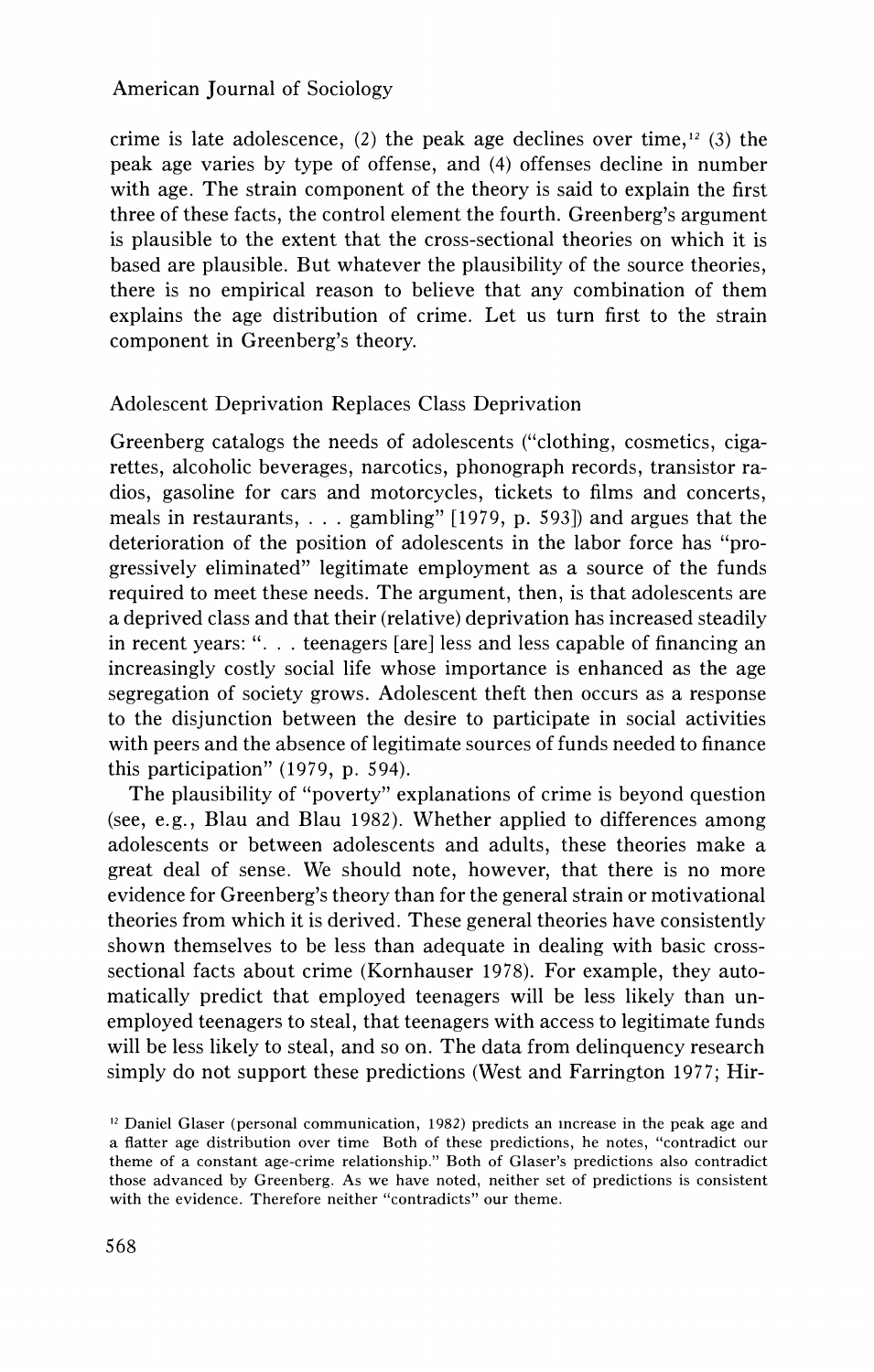crime is late adolescence, (2) the peak age declines over time,[12] (3) the peak age varies by type of offense, and (4) offenses decline in number with age. The strain component of the theory is said to explain the first three of these facts, the control element the fourth. Greenberg's argument is plausible to the extent that the cross-sectional theories on which it is based are plausible. But whatever the plausibility of the source theories, there is no empirical reason to believe that any combination of them explains the age distribution of crime. Let us turn first to the strain component in Greenberg's theory.

### Adolescent Deprivation Replaces Class Deprivation

Greenberg catalogs the needs of adolescents ("clothing, cosmetics, cigarettes, alcoholic beverages, narcotics, phonograph records, transistor radios, gasoline for cars and motorcycles, tickets to films and concerts, meals in restaurants, . . . gambling" [1979, p. 593]) and argues that the deterioration of the position of adolescents in the labor force has "progressively eliminated" legitimate employment as a source of the funds required to meet these needs. The argument, then, is that adolescents are a deprived class and that their (relative) deprivation has increased steadily in recent years: ". . . teenagers [are] less and less capable of financing an increasingly costly social life whose importance is enhanced as the age segregation of society grows. Adolescent theft then occurs as a response to the disjunction between the desire to participate in social activities with peers and the absence of legitimate sources of funds needed to finance this participation" (1979, p. 594).

The plausibility of "poverty" explanations of crime is beyond question (see, e.g., Blau and Blau 1982). Whether applied to differences among adolescents or between adolescents and adults, these theories make a great deal of sense. We should note, however, that there is no more evidence for Greenberg's theory than for the general strain or motivational theories from which it is derived. These general theories have consistently shown themselves to be less than adequate in dealing with basic cross-sectional facts about crime (Kornhauser 1978). For example, they automatically predict that employed teenagers will be less likely than unemployed teenagers to steal, that teenagers with access to legitimate funds will be less likely to steal, and so on. The data from delinquency research simply do not support these predictions (West and Farrington 1977; Hir-

[12] Daniel Glaser (personal communication, 1982) predicts an increase in the peak age and a flatter age distribution over time Both of these predictions, he notes, "contradict our theme of a constant age-crime relationship." Both of Glaser's predictions also contradict those advanced by Greenberg. As we have noted, neither set of predictions is consistent with the evidence. Therefore neither "contradicts" our theme.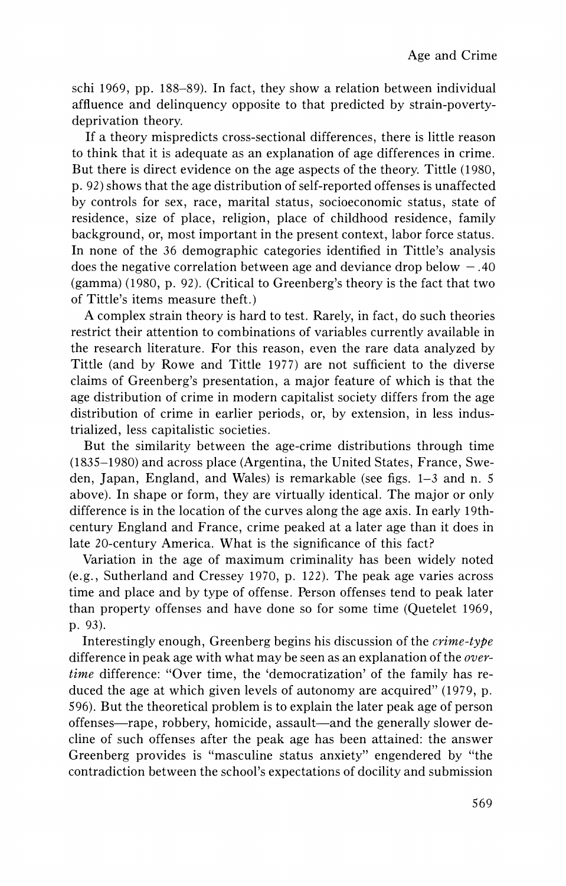schi 1969, pp. 188–89). In fact, they show a relation between individual affluence and delinquency opposite to that predicted by strain-poverty-deprivation theory.

If a theory mispredicts cross-sectional differences, there is little reason to think that it is adequate as an explanation of age differences in crime. But there is direct evidence on the age aspects of the theory. Tittle (1980, p. 92) shows that the age distribution of self-reported offenses is unaffected by controls for sex, race, marital status, socioeconomic status, state of residence, size of place, religion, place of childhood residence, family background, or, most important in the present context, labor force status. In none of the 36 demographic categories identified in Tittle's analysis does the negative correlation between age and deviance drop below $-.40$ (gamma) (1980, p. 92). (Critical to Greenberg's theory is the fact that two of Tittle's items measure theft.)

A complex strain theory is hard to test. Rarely, in fact, do such theories restrict their attention to combinations of variables currently available in the research literature. For this reason, even the rare data analyzed by Tittle (and by Rowe and Tittle 1977) are not sufficient to the diverse claims of Greenberg's presentation, a major feature of which is that the age distribution of crime in modern capitalist society differs from the age distribution of crime in earlier periods, or, by extension, in less industrialized, less capitalistic societies.

But the similarity between the age-crime distributions through time (1835–1980) and across place (Argentina, the United States, France, Sweden, Japan, England, and Wales) is remarkable (see figs. 1–3 and n. 5 above). In shape or form, they are virtually identical. The major or only difference is in the location of the curves along the age axis. In early 19th-century England and France, crime peaked at a later age than it does in late 20-century America. What is the significance of this fact?

Variation in the age of maximum criminality has been widely noted (e.g., Sutherland and Cressey 1970, p. 122). The peak age varies across time and place and by type of offense. Person offenses tend to peak later than property offenses and have done so for some time (Quetelet 1969, p. 93).

Interestingly enough, Greenberg begins his discussion of the *crime-type* difference in peak age with what may be seen as an explanation of the *over-time* difference: "Over time, the 'democratization' of the family has reduced the age at which given levels of autonomy are acquired" (1979, p. 596). But the theoretical problem is to explain the later peak age of person offenses—rape, robbery, homicide, assault—and the generally slower decline of such offenses after the peak age has been attained: the answer Greenberg provides is "masculine status anxiety" engendered by "the contradiction between the school's expectations of docility and submission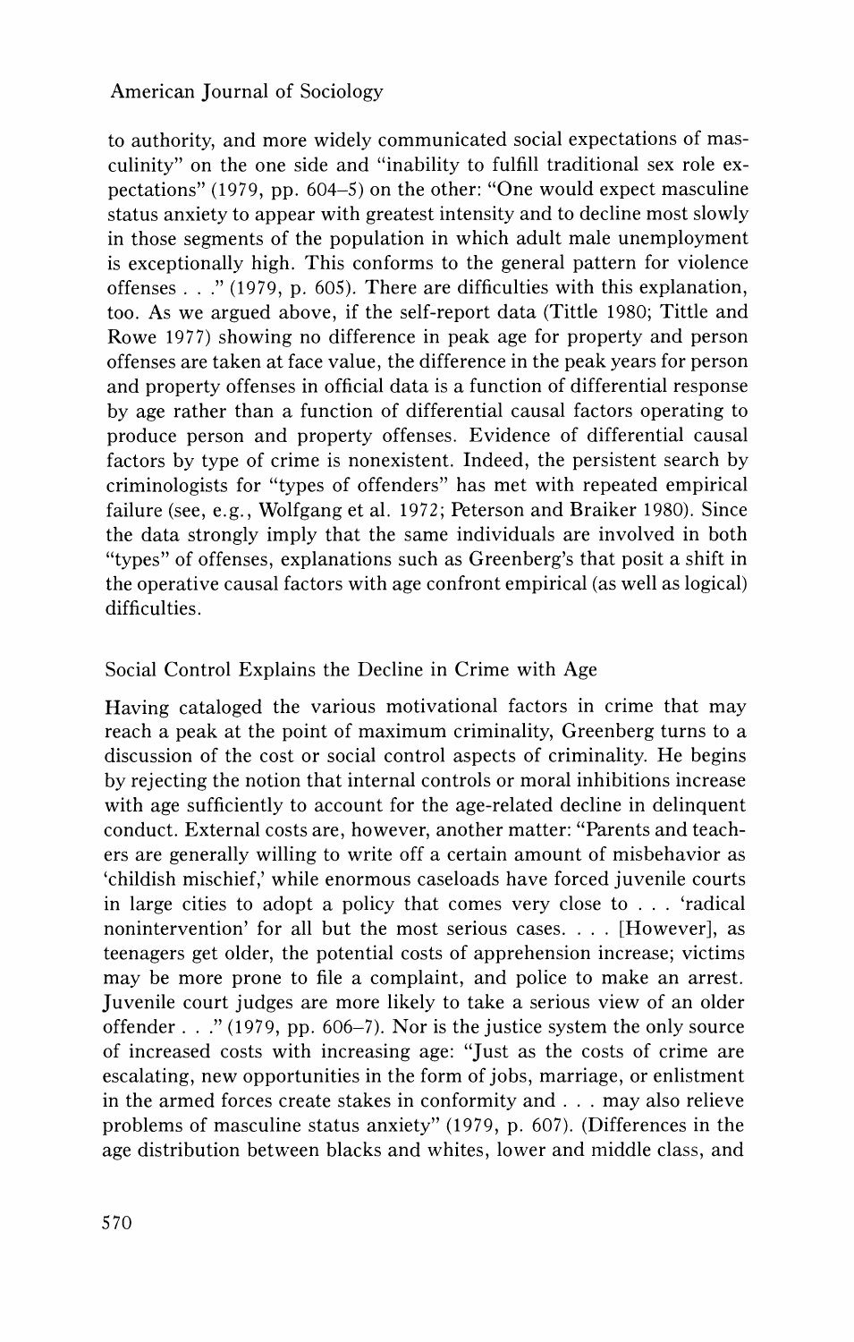to authority, and more widely communicated social expectations of masculinity" on the one side and "inability to fulfill traditional sex role expectations" (1979, pp. 604–5) on the other: "One would expect masculine status anxiety to appear with greatest intensity and to decline most slowly in those segments of the population in which adult male unemployment is exceptionally high. This conforms to the general pattern for violence offenses . . ." (1979, p. 605). There are difficulties with this explanation, too. As we argued above, if the self-report data (Tittle 1980; Tittle and Rowe 1977) showing no difference in peak age for property and person offenses are taken at face value, the difference in the peak years for person and property offenses in official data is a function of differential response by age rather than a function of differential causal factors operating to produce person and property offenses. Evidence of differential causal factors by type of crime is nonexistent. Indeed, the persistent search by criminologists for "types of offenders" has met with repeated empirical failure (see, e.g., Wolfgang et al. 1972; Peterson and Braiker 1980). Since the data strongly imply that the same individuals are involved in both "types" of offenses, explanations such as Greenberg's that posit a shift in the operative causal factors with age confront empirical (as well as logical) difficulties.

## Social Control Explains the Decline in Crime with Age

Having cataloged the various motivational factors in crime that may reach a peak at the point of maximum criminality, Greenberg turns to a discussion of the cost or social control aspects of criminality. He begins by rejecting the notion that internal controls or moral inhibitions increase with age sufficiently to account for the age-related decline in delinquent conduct. External costs are, however, another matter: "Parents and teachers are generally willing to write off a certain amount of misbehavior as 'childish mischief,' while enormous caseloads have forced juvenile courts in large cities to adopt a policy that comes very close to . . . 'radical nonintervention' for all but the most serious cases. . . . [However], as teenagers get older, the potential costs of apprehension increase; victims may be more prone to file a complaint, and police to make an arrest. Juvenile court judges are more likely to take a serious view of an older offender . . ." (1979, pp. 606–7). Nor is the justice system the only source of increased costs with increasing age: "Just as the costs of crime are escalating, new opportunities in the form of jobs, marriage, or enlistment in the armed forces create stakes in conformity and . . . may also relieve problems of masculine status anxiety" (1979, p. 607). (Differences in the age distribution between blacks and whites, lower and middle class, and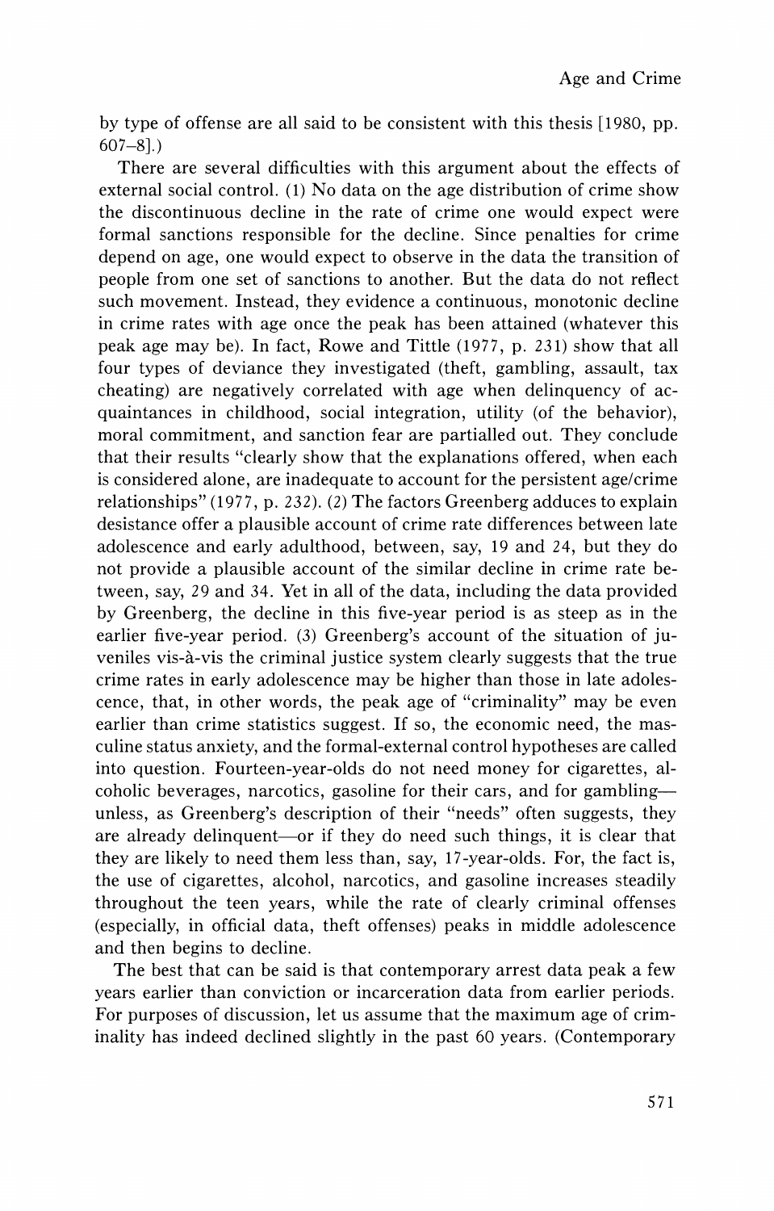by type of offense are all said to be consistent with this thesis [1980, pp. 607–8].)

There are several difficulties with this argument about the effects of external social control. (1) No data on the age distribution of crime show the discontinuous decline in the rate of crime one would expect were formal sanctions responsible for the decline. Since penalties for crime depend on age, one would expect to observe in the data the transition of people from one set of sanctions to another. But the data do not reflect such movement. Instead, they evidence a continuous, monotonic decline in crime rates with age once the peak has been attained (whatever this peak age may be). In fact, Rowe and Tittle (1977, p. 231) show that all four types of deviance they investigated (theft, gambling, assault, tax cheating) are negatively correlated with age when delinquency of acquaintances in childhood, social integration, utility (of the behavior), moral commitment, and sanction fear are partialled out. They conclude that their results "clearly show that the explanations offered, when each is considered alone, are inadequate to account for the persistent age/crime relationships" (1977, p. 232). (2) The factors Greenberg adduces to explain desistance offer a plausible account of crime rate differences between late adolescence and early adulthood, between, say, 19 and 24, but they do not provide a plausible account of the similar decline in crime rate between, say, 29 and 34. Yet in all of the data, including the data provided by Greenberg, the decline in this five-year period is as steep as in the earlier five-year period. (3) Greenberg's account of the situation of juveniles vis-à-vis the criminal justice system clearly suggests that the true crime rates in early adolescence may be higher than those in late adolescence, that, in other words, the peak age of "criminality" may be even earlier than crime statistics suggest. If so, the economic need, the masculine status anxiety, and the formal-external control hypotheses are called into question. Fourteen-year-olds do not need money for cigarettes, alcoholic beverages, narcotics, gasoline for their cars, and for gambling—unless, as Greenberg's description of their "needs" often suggests, they are already delinquent—or if they do need such things, it is clear that they are likely to need them less than, say, 17-year-olds. For, the fact is, the use of cigarettes, alcohol, narcotics, and gasoline increases steadily throughout the teen years, while the rate of clearly criminal offenses (especially, in official data, theft offenses) peaks in middle adolescence and then begins to decline.

The best that can be said is that contemporary arrest data peak a few years earlier than conviction or incarceration data from earlier periods. For purposes of discussion, let us assume that the maximum age of criminality has indeed declined slightly in the past 60 years. (Contemporary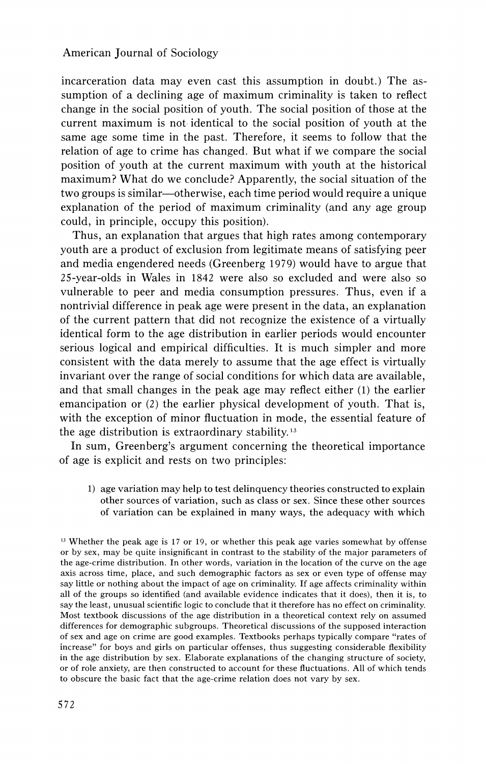incarceration data may even cast this assumption in doubt.) The assumption of a declining age of maximum criminality is taken to reflect change in the social position of youth. The social position of those at the current maximum is not identical to the social position of youth at the same age some time in the past. Therefore, it seems to follow that the relation of age to crime has changed. But what if we compare the social position of youth at the current maximum with youth at the historical maximum? What do we conclude? Apparently, the social situation of the two groups is similar—otherwise, each time period would require a unique explanation of the period of maximum criminality (and any age group could, in principle, occupy this position).

Thus, an explanation that argues that high rates among contemporary youth are a product of exclusion from legitimate means of satisfying peer and media engendered needs (Greenberg 1979) would have to argue that 25-year-olds in Wales in 1842 were also so excluded and were also so vulnerable to peer and media consumption pressures. Thus, even if a nontrivial difference in peak age were present in the data, an explanation of the current pattern that did not recognize the existence of a virtually identical form to the age distribution in earlier periods would encounter serious logical and empirical difficulties. It is much simpler and more consistent with the data merely to assume that the age effect is virtually invariant over the range of social conditions for which data are available, and that small changes in the peak age may reflect either (1) the earlier emancipation or (2) the earlier physical development of youth. That is, with the exception of minor fluctuation in mode, the essential feature of the age distribution is extraordinary stability.[13]

In sum, Greenberg's argument concerning the theoretical importance of age is explicit and rests on two principles:

1) age variation may help to test delinquency theories constructed to explain other sources of variation, such as class or sex. Since these other sources of variation can be explained in many ways, the adequacy with which

[13] Whether the peak age is 17 or 19, or whether this peak age varies somewhat by offense or by sex, may be quite insignificant in contrast to the stability of the major parameters of the age-crime distribution. In other words, variation in the location of the curve on the age axis across time, place, and such demographic factors as sex or even type of offense may say little or nothing about the impact of age on criminality. If age affects criminality within all of the groups so identified (and available evidence indicates that it does), then it is, to say the least, unusual scientific logic to conclude that it therefore has no effect on criminality. Most textbook discussions of the age distribution in a theoretical context rely on assumed differences for demographic subgroups. Theoretical discussions of the supposed interaction of sex and age on crime are good examples. Textbooks perhaps typically compare "rates of increase" for boys and girls on particular offenses, thus suggesting considerable flexibility in the age distribution by sex. Elaborate explanations of the changing structure of society, or of role anxiety, are then constructed to account for these fluctuations. All of which tends to obscure the basic fact that the age-crime relation does not vary by sex.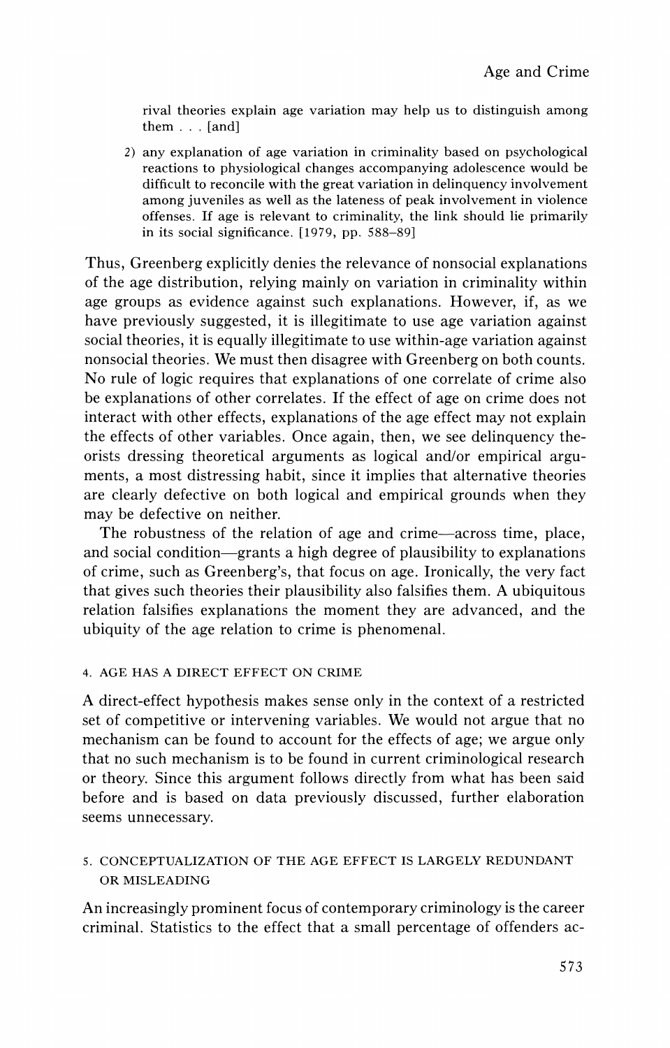> rival theories explain age variation may help us to distinguish among them . . . [and]
>
> 2) any explanation of age variation in criminality based on psychological reactions to physiological changes accompanying adolescence would be difficult to reconcile with the great variation in delinquency involvement among juveniles as well as the lateness of peak involvement in violence offenses. If age is relevant to criminality, the link should lie primarily in its social significance. [1979, pp. 588–89]

Thus, Greenberg explicitly denies the relevance of nonsocial explanations of the age distribution, relying mainly on variation in criminality within age groups as evidence against such explanations. However, if, as we have previously suggested, it is illegitimate to use age variation against social theories, it is equally illegitimate to use within-age variation against nonsocial theories. We must then disagree with Greenberg on both counts. No rule of logic requires that explanations of one correlate of crime also be explanations of other correlates. If the effect of age on crime does not interact with other effects, explanations of the age effect may not explain the effects of other variables. Once again, then, we see delinquency theorists dressing theoretical arguments as logical and/or empirical arguments, a most distressing habit, since it implies that alternative theories are clearly defective on both logical and empirical grounds when they may be defective on neither.

The robustness of the relation of age and crime—across time, place, and social condition—grants a high degree of plausibility to explanations of crime, such as Greenberg's, that focus on age. Ironically, the very fact that gives such theories their plausibility also falsifies them. A ubiquitous relation falsifies explanations the moment they are advanced, and the ubiquity of the age relation to crime is phenomenal.

#### 4. AGE HAS A DIRECT EFFECT ON CRIME

A direct-effect hypothesis makes sense only in the context of a restricted set of competitive or intervening variables. We would not argue that no mechanism can be found to account for the effects of age; we argue only that no such mechanism is to be found in current criminological research or theory. Since this argument follows directly from what has been said before and is based on data previously discussed, further elaboration seems unnecessary.

#### 5. CONCEPTUALIZATION OF THE AGE EFFECT IS LARGELY REDUNDANT OR MISLEADING

An increasingly prominent focus of contemporary criminology is the career criminal. Statistics to the effect that a small percentage of offenders ac-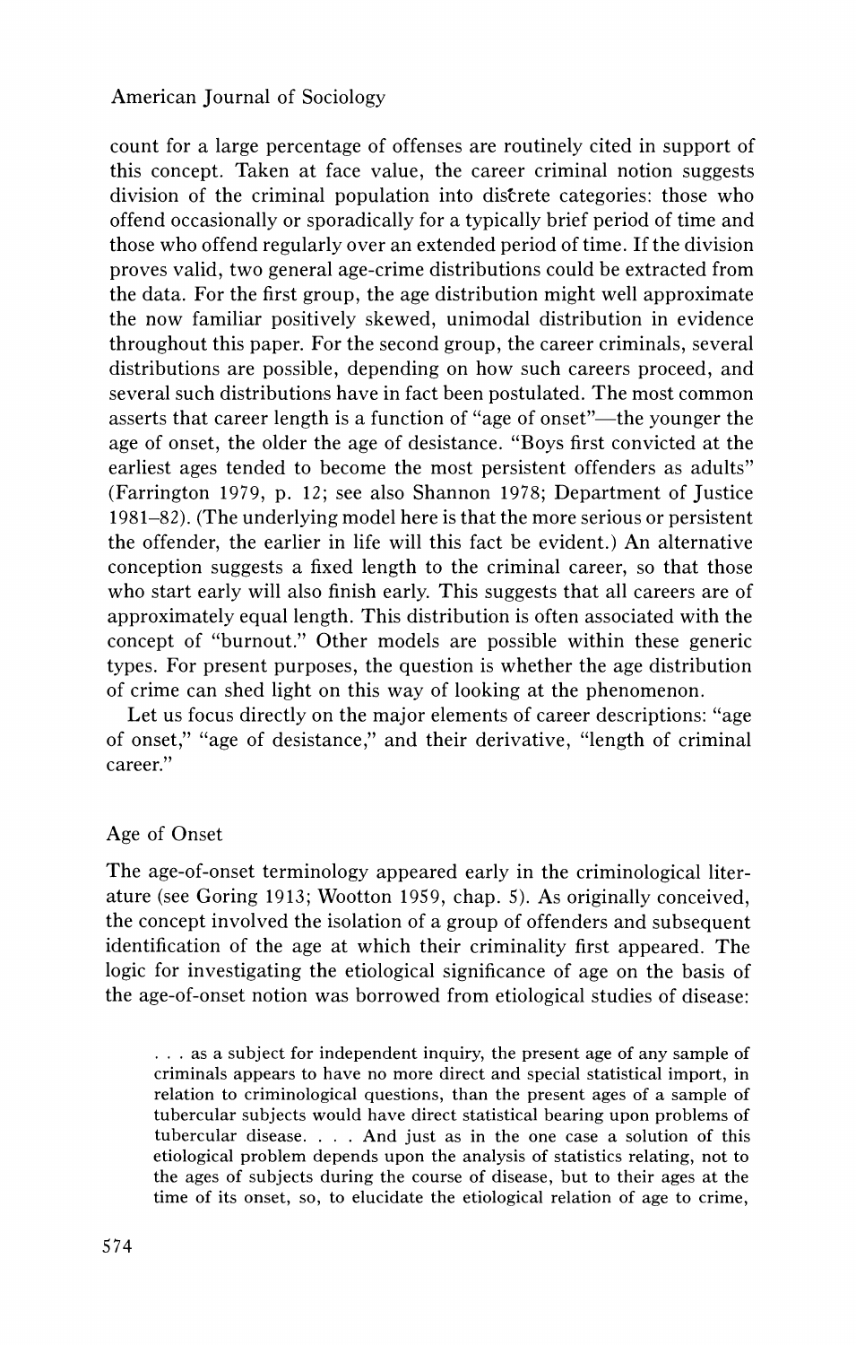count for a large percentage of offenses are routinely cited in support of this concept. Taken at face value, the career criminal notion suggests division of the criminal population into discrete categories: those who offend occasionally or sporadically for a typically brief period of time and those who offend regularly over an extended period of time. If the division proves valid, two general age-crime distributions could be extracted from the data. For the first group, the age distribution might well approximate the now familiar positively skewed, unimodal distribution in evidence throughout this paper. For the second group, the career criminals, several distributions are possible, depending on how such careers proceed, and several such distributions have in fact been postulated. The most common asserts that career length is a function of "age of onset"—the younger the age of onset, the older the age of desistance. "Boys first convicted at the earliest ages tended to become the most persistent offenders as adults" (Farrington 1979, p. 12; see also Shannon 1978; Department of Justice 1981–82). (The underlying model here is that the more serious or persistent the offender, the earlier in life will this fact be evident.) An alternative conception suggests a fixed length to the criminal career, so that those who start early will also finish early. This suggests that all careers are of approximately equal length. This distribution is often associated with the concept of "burnout." Other models are possible within these generic types. For present purposes, the question is whether the age distribution of crime can shed light on this way of looking at the phenomenon.

Let us focus directly on the major elements of career descriptions: "age of onset," "age of desistance," and their derivative, "length of criminal career."

### Age of Onset

The age-of-onset terminology appeared early in the criminological literature (see Goring 1913; Wootton 1959, chap. 5). As originally conceived, the concept involved the isolation of a group of offenders and subsequent identification of the age at which their criminality first appeared. The logic for investigating the etiological significance of age on the basis of the age-of-onset notion was borrowed from etiological studies of disease:

> . . . as a subject for independent inquiry, the present age of any sample of criminals appears to have no more direct and special statistical import, in relation to criminological questions, than the present ages of a sample of tubercular subjects would have direct statistical bearing upon problems of tubercular disease. . . . And just as in the one case a solution of this etiological problem depends upon the analysis of statistics relating, not to the ages of subjects during the course of disease, but to their ages at the time of its onset, so, to elucidate the etiological relation of age to crime,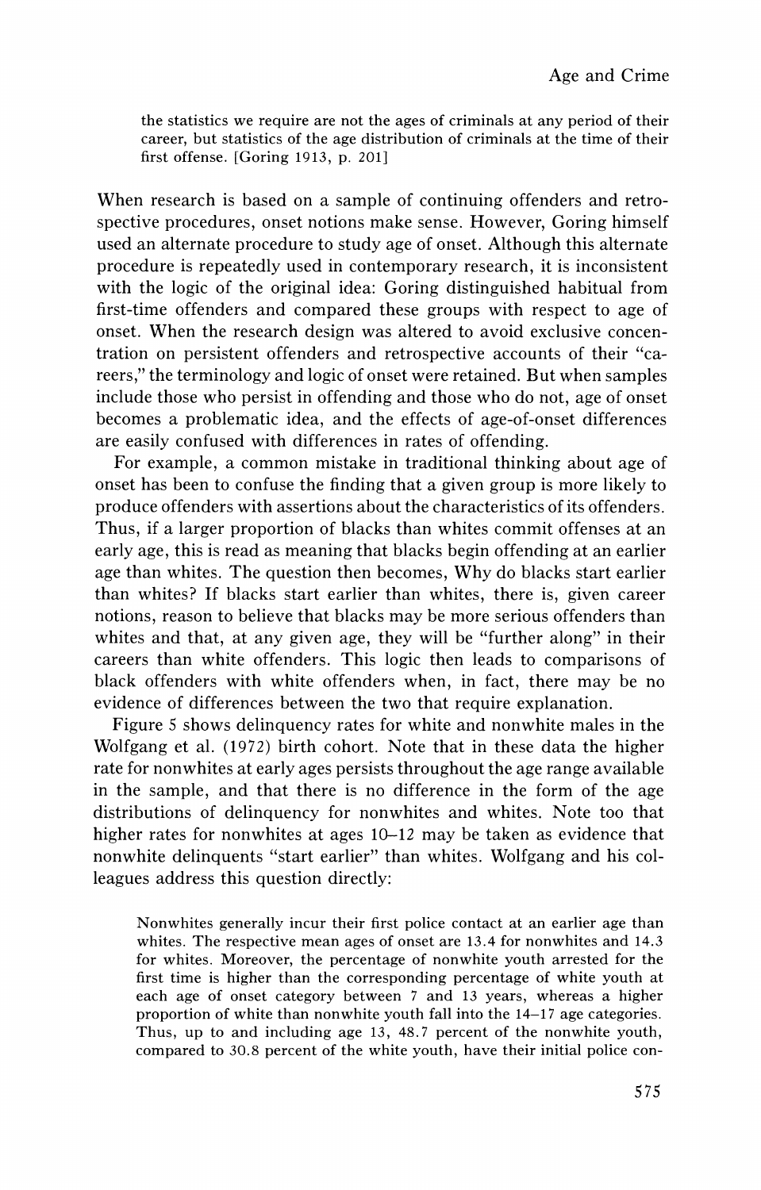> the statistics we require are not the ages of criminals at any period of their career, but statistics of the age distribution of criminals at the time of their first offense. [Goring 1913, p. 201]

When research is based on a sample of continuing offenders and retrospective procedures, onset notions make sense. However, Goring himself used an alternate procedure to study age of onset. Although this alternate procedure is repeatedly used in contemporary research, it is inconsistent with the logic of the original idea: Goring distinguished habitual from first-time offenders and compared these groups with respect to age of onset. When the research design was altered to avoid exclusive concentration on persistent offenders and retrospective accounts of their "careers," the terminology and logic of onset were retained. But when samples include those who persist in offending and those who do not, age of onset becomes a problematic idea, and the effects of age-of-onset differences are easily confused with differences in rates of offending.

For example, a common mistake in traditional thinking about age of onset has been to confuse the finding that a given group is more likely to produce offenders with assertions about the characteristics of its offenders. Thus, if a larger proportion of blacks than whites commit offenses at an early age, this is read as meaning that blacks begin offending at an earlier age than whites. The question then becomes, Why do blacks start earlier than whites? If blacks start earlier than whites, there is, given career notions, reason to believe that blacks may be more serious offenders than whites and that, at any given age, they will be "further along" in their careers than white offenders. This logic then leads to comparisons of black offenders with white offenders when, in fact, there may be no evidence of differences between the two that require explanation.

Figure 5 shows delinquency rates for white and nonwhite males in the Wolfgang et al. (1972) birth cohort. Note that in these data the higher rate for nonwhites at early ages persists throughout the age range available in the sample, and that there is no difference in the form of the age distributions of delinquency for nonwhites and whites. Note too that higher rates for nonwhites at ages 10–12 may be taken as evidence that nonwhite delinquents "start earlier" than whites. Wolfgang and his colleagues address this question directly:

> Nonwhites generally incur their first police contact at an earlier age than whites. The respective mean ages of onset are 13.4 for nonwhites and 14.3 for whites. Moreover, the percentage of nonwhite youth arrested for the first time is higher than the corresponding percentage of white youth at each age of onset category between 7 and 13 years, whereas a higher proportion of white than nonwhite youth fall into the 14–17 age categories. Thus, up to and including age 13, 48.7 percent of the nonwhite youth, compared to 30.8 percent of the white youth, have their initial police con-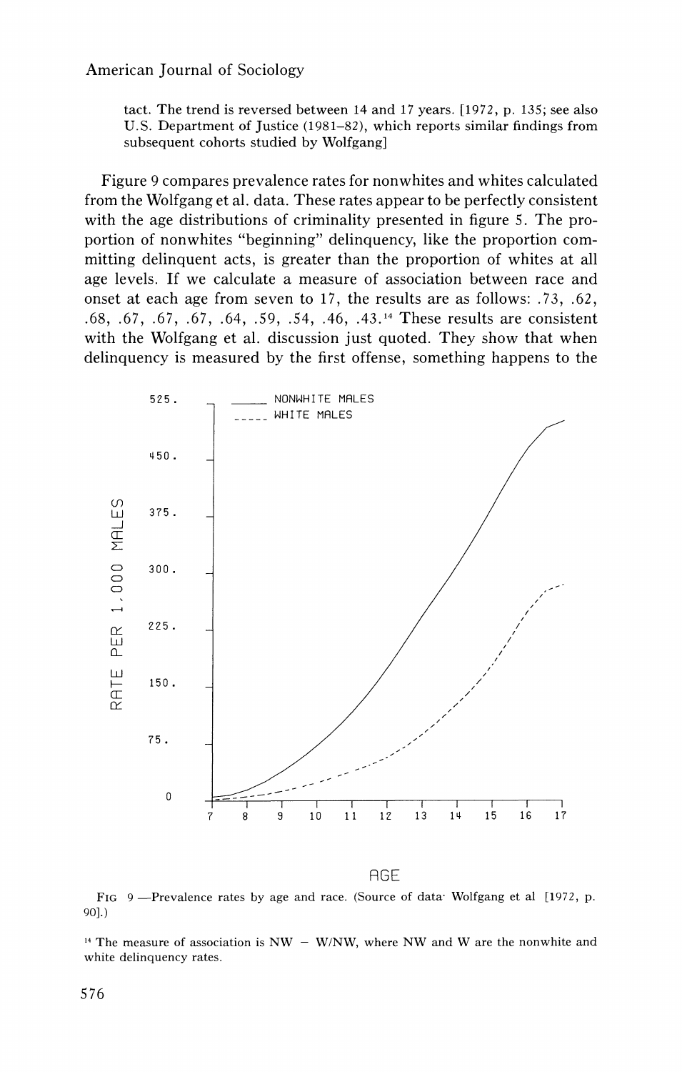tact. The trend is reversed between 14 and 17 years. [1972, p. 135; see also U.S. Department of Justice (1981–82), which reports similar findings from subsequent cohorts studied by Wolfgang]

Figure 9 compares prevalence rates for nonwhites and whites calculated from the Wolfgang et al. data. These rates appear to be perfectly consistent with the age distributions of criminality presented in figure 5. The proportion of nonwhites "beginning" delinquency, like the proportion committing delinquent acts, is greater than the proportion of whites at all age levels. If we calculate a measure of association between race and onset at each age from seven to 17, the results are as follows: .73, .62, .68, .67, .67, .67, .64, .59, .54, .46, .43.[14] These results are consistent with the Wolfgang et al. discussion just quoted. They show that when delinquency is measured by the first offense, something happens to the

FIG 9 —Prevalence rates by age and race. (Source of data: Wolfgang et al [1972, p. 90].)

[14] The measure of association is NW − W/NW, where NW and W are the nonwhite and white delinquency rates.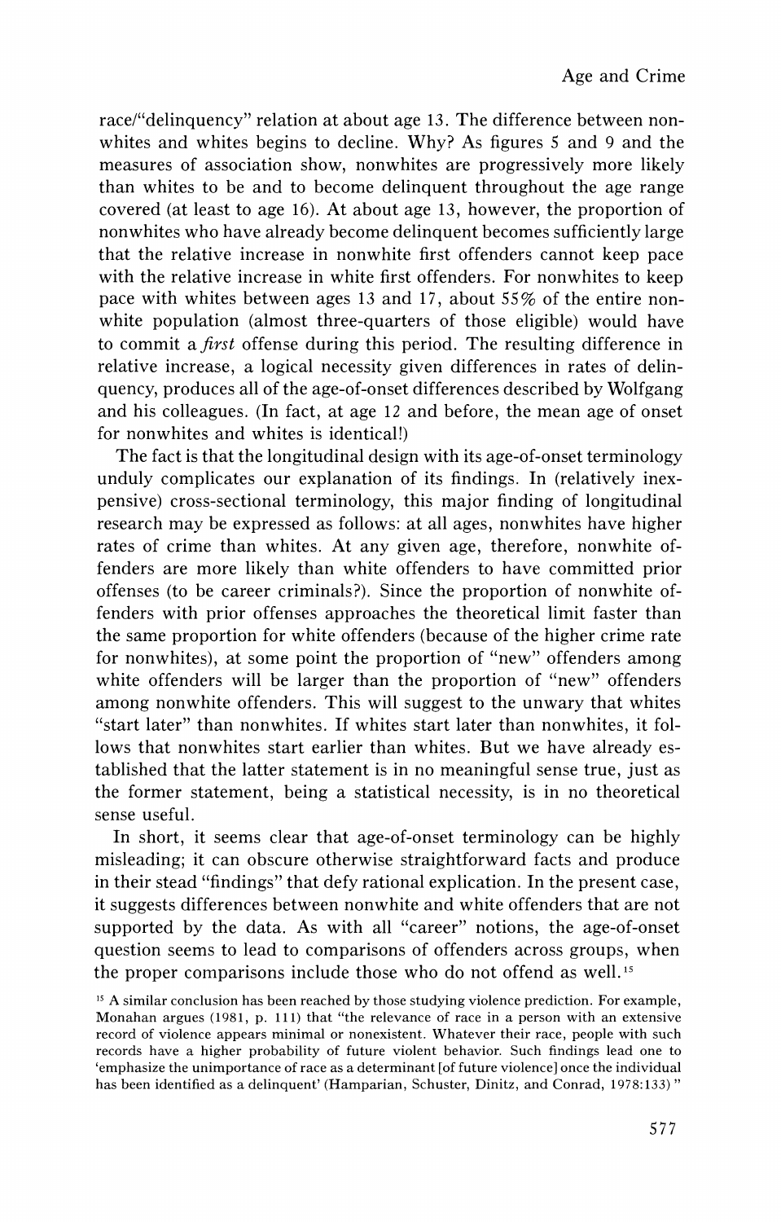race/"delinquency" relation at about age 13. The difference between nonwhites and whites begins to decline. Why? As figures 5 and 9 and the measures of association show, nonwhites are progressively more likely than whites to be and to become delinquent throughout the age range covered (at least to age 16). At about age 13, however, the proportion of nonwhites who have already become delinquent becomes sufficiently large that the relative increase in nonwhite first offenders cannot keep pace with the relative increase in white first offenders. For nonwhites to keep pace with whites between ages 13 and 17, about 55% of the entire nonwhite population (almost three-quarters of those eligible) would have to commit a *first* offense during this period. The resulting difference in relative increase, a logical necessity given differences in rates of delinquency, produces all of the age-of-onset differences described by Wolfgang and his colleagues. (In fact, at age 12 and before, the mean age of onset for nonwhites and whites is identical!)

The fact is that the longitudinal design with its age-of-onset terminology unduly complicates our explanation of its findings. In (relatively inexpensive) cross-sectional terminology, this major finding of longitudinal research may be expressed as follows: at all ages, nonwhites have higher rates of crime than whites. At any given age, therefore, nonwhite offenders are more likely than white offenders to have committed prior offenses (to be career criminals?). Since the proportion of nonwhite offenders with prior offenses approaches the theoretical limit faster than the same proportion for white offenders (because of the higher crime rate for nonwhites), at some point the proportion of "new" offenders among white offenders will be larger than the proportion of "new" offenders among nonwhite offenders. This will suggest to the unwary that whites "start later" than nonwhites. If whites start later than nonwhites, it follows that nonwhites start earlier than whites. But we have already established that the latter statement is in no meaningful sense true, just as the former statement, being a statistical necessity, is in no theoretical sense useful.

In short, it seems clear that age-of-onset terminology can be highly misleading; it can obscure otherwise straightforward facts and produce in their stead "findings" that defy rational explication. In the present case, it suggests differences between nonwhite and white offenders that are not supported by the data. As with all "career" notions, the age-of-onset question seems to lead to comparisons of offenders across groups, when the proper comparisons include those who do not offend as well.[15]

[15] A similar conclusion has been reached by those studying violence prediction. For example, Monahan argues (1981, p. 111) that "the relevance of race in a person with an extensive record of violence appears minimal or nonexistent. Whatever their race, people with such records have a higher probability of future violent behavior. Such findings lead one to 'emphasize the unimportance of race as a determinant [of future violence] once the individual has been identified as a delinquent' (Hamparian, Schuster, Dinitz, and Conrad, 1978:133)"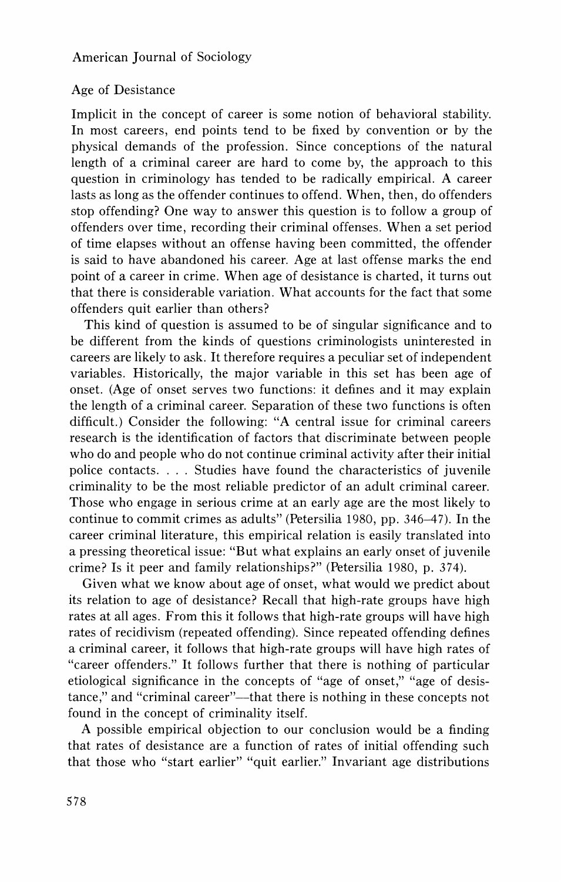## Age of Desistance

Implicit in the concept of career is some notion of behavioral stability. In most careers, end points tend to be fixed by convention or by the physical demands of the profession. Since conceptions of the natural length of a criminal career are hard to come by, the approach to this question in criminology has tended to be radically empirical. A career lasts as long as the offender continues to offend. When, then, do offenders stop offending? One way to answer this question is to follow a group of offenders over time, recording their criminal offenses. When a set period of time elapses without an offense having been committed, the offender is said to have abandoned his career. Age at last offense marks the end point of a career in crime. When age of desistance is charted, it turns out that there is considerable variation. What accounts for the fact that some offenders quit earlier than others?

This kind of question is assumed to be of singular significance and to be different from the kinds of questions criminologists uninterested in careers are likely to ask. It therefore requires a peculiar set of independent variables. Historically, the major variable in this set has been age of onset. (Age of onset serves two functions: it defines and it may explain the length of a criminal career. Separation of these two functions is often difficult.) Consider the following: "A central issue for criminal careers research is the identification of factors that discriminate between people who do and people who do not continue criminal activity after their initial police contacts. . . . Studies have found the characteristics of juvenile criminality to be the most reliable predictor of an adult criminal career. Those who engage in serious crime at an early age are the most likely to continue to commit crimes as adults" (Petersilia 1980, pp. 346–47). In the career criminal literature, this empirical relation is easily translated into a pressing theoretical issue: "But what explains an early onset of juvenile crime? Is it peer and family relationships?" (Petersilia 1980, p. 374).

Given what we know about age of onset, what would we predict about its relation to age of desistance? Recall that high-rate groups have high rates at all ages. From this it follows that high-rate groups will have high rates of recidivism (repeated offending). Since repeated offending defines a criminal career, it follows that high-rate groups will have high rates of "career offenders." It follows further that there is nothing of particular etiological significance in the concepts of "age of onset," "age of desistance," and "criminal career"—that there is nothing in these concepts not found in the concept of criminality itself.

A possible empirical objection to our conclusion would be a finding that rates of desistance are a function of rates of initial offending such that those who "start earlier" "quit earlier." Invariant age distributions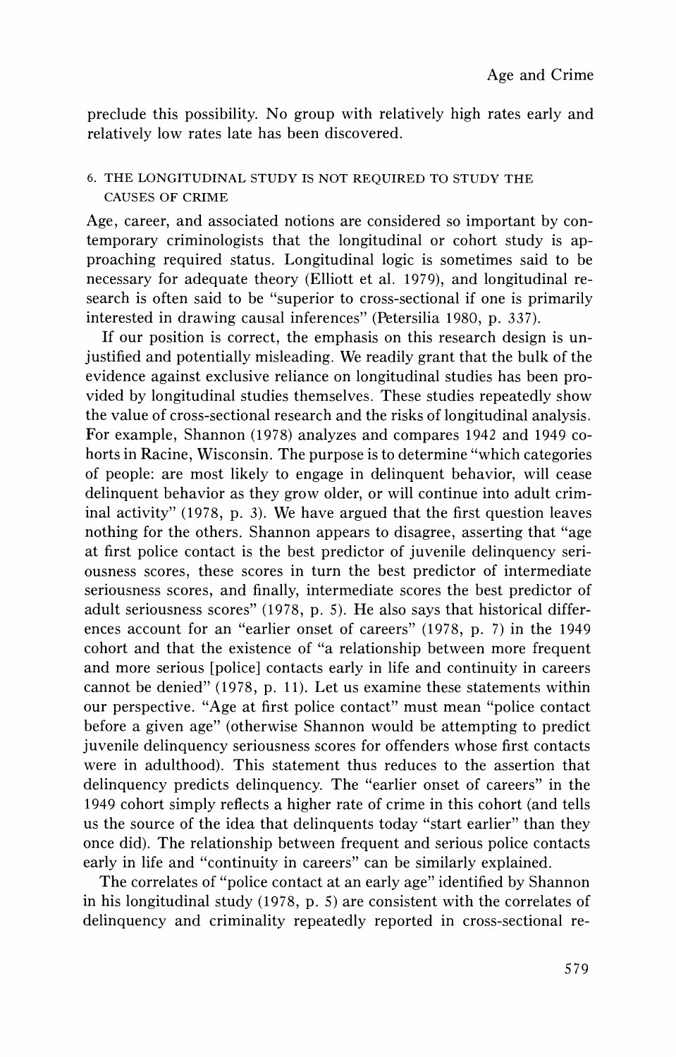preclude this possibility. No group with relatively high rates early and relatively low rates late has been discovered.

### 6. THE LONGITUDINAL STUDY IS NOT REQUIRED TO STUDY THE CAUSES OF CRIME

Age, career, and associated notions are considered so important by contemporary criminologists that the longitudinal or cohort study is approaching required status. Longitudinal logic is sometimes said to be necessary for adequate theory (Elliott et al. 1979), and longitudinal research is often said to be "superior to cross-sectional if one is primarily interested in drawing causal inferences" (Petersilia 1980, p. 337).

If our position is correct, the emphasis on this research design is unjustified and potentially misleading. We readily grant that the bulk of the evidence against exclusive reliance on longitudinal studies has been provided by longitudinal studies themselves. These studies repeatedly show the value of cross-sectional research and the risks of longitudinal analysis. For example, Shannon (1978) analyzes and compares 1942 and 1949 cohorts in Racine, Wisconsin. The purpose is to determine "which categories of people: are most likely to engage in delinquent behavior, will cease delinquent behavior as they grow older, or will continue into adult criminal activity" (1978, p. 3). We have argued that the first question leaves nothing for the others. Shannon appears to disagree, asserting that "age at first police contact is the best predictor of juvenile delinquency seriousness scores, these scores in turn the best predictor of intermediate seriousness scores, and finally, intermediate scores the best predictor of adult seriousness scores" (1978, p. 5). He also says that historical differences account for an "earlier onset of careers" (1978, p. 7) in the 1949 cohort and that the existence of "a relationship between more frequent and more serious [police] contacts early in life and continuity in careers cannot be denied" (1978, p. 11). Let us examine these statements within our perspective. "Age at first police contact" must mean "police contact before a given age" (otherwise Shannon would be attempting to predict juvenile delinquency seriousness scores for offenders whose first contacts were in adulthood). This statement thus reduces to the assertion that delinquency predicts delinquency. The "earlier onset of careers" in the 1949 cohort simply reflects a higher rate of crime in this cohort (and tells us the source of the idea that delinquents today "start earlier" than they once did). The relationship between frequent and serious police contacts early in life and "continuity in careers" can be similarly explained.

The correlates of "police contact at an early age" identified by Shannon in his longitudinal study (1978, p. 5) are consistent with the correlates of delinquency and criminality repeatedly reported in cross-sectional re-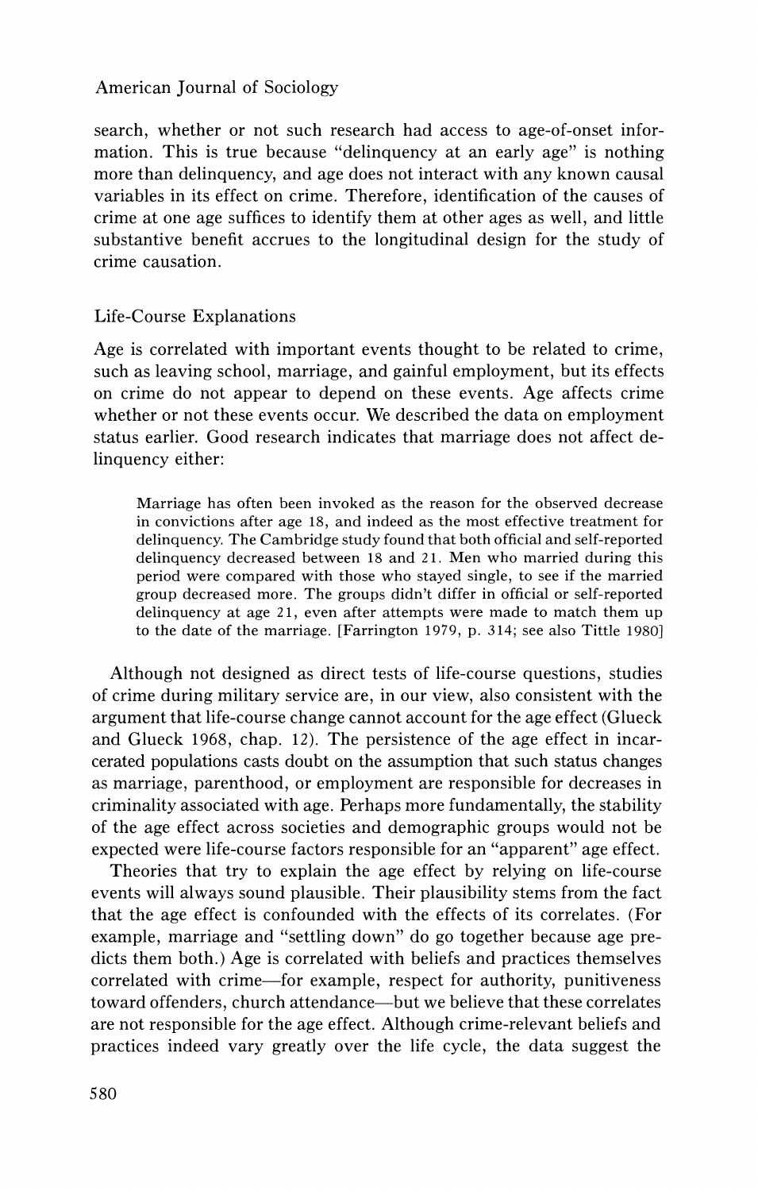search, whether or not such research had access to age-of-onset information. This is true because "delinquency at an early age" is nothing more than delinquency, and age does not interact with any known causal variables in its effect on crime. Therefore, identification of the causes of crime at one age suffices to identify them at other ages as well, and little substantive benefit accrues to the longitudinal design for the study of crime causation.

### Life-Course Explanations

Age is correlated with important events thought to be related to crime, such as leaving school, marriage, and gainful employment, but its effects on crime do not appear to depend on these events. Age affects crime whether or not these events occur. We described the data on employment status earlier. Good research indicates that marriage does not affect delinquency either:

> Marriage has often been invoked as the reason for the observed decrease in convictions after age 18, and indeed as the most effective treatment for delinquency. The Cambridge study found that both official and self-reported delinquency decreased between 18 and 21. Men who married during this period were compared with those who stayed single, to see if the married group decreased more. The groups didn't differ in official or self-reported delinquency at age 21, even after attempts were made to match them up to the date of the marriage. [Farrington 1979, p. 314; see also Tittle 1980]

Although not designed as direct tests of life-course questions, studies of crime during military service are, in our view, also consistent with the argument that life-course change cannot account for the age effect (Glueck and Glueck 1968, chap. 12). The persistence of the age effect in incarcerated populations casts doubt on the assumption that such status changes as marriage, parenthood, or employment are responsible for decreases in criminality associated with age. Perhaps more fundamentally, the stability of the age effect across societies and demographic groups would not be expected were life-course factors responsible for an "apparent" age effect.

Theories that try to explain the age effect by relying on life-course events will always sound plausible. Their plausibility stems from the fact that the age effect is confounded with the effects of its correlates. (For example, marriage and "settling down" do go together because age predicts them both.) Age is correlated with beliefs and practices themselves correlated with crime—for example, respect for authority, punitiveness toward offenders, church attendance—but we believe that these correlates are not responsible for the age effect. Although crime-relevant beliefs and practices indeed vary greatly over the life cycle, the data suggest the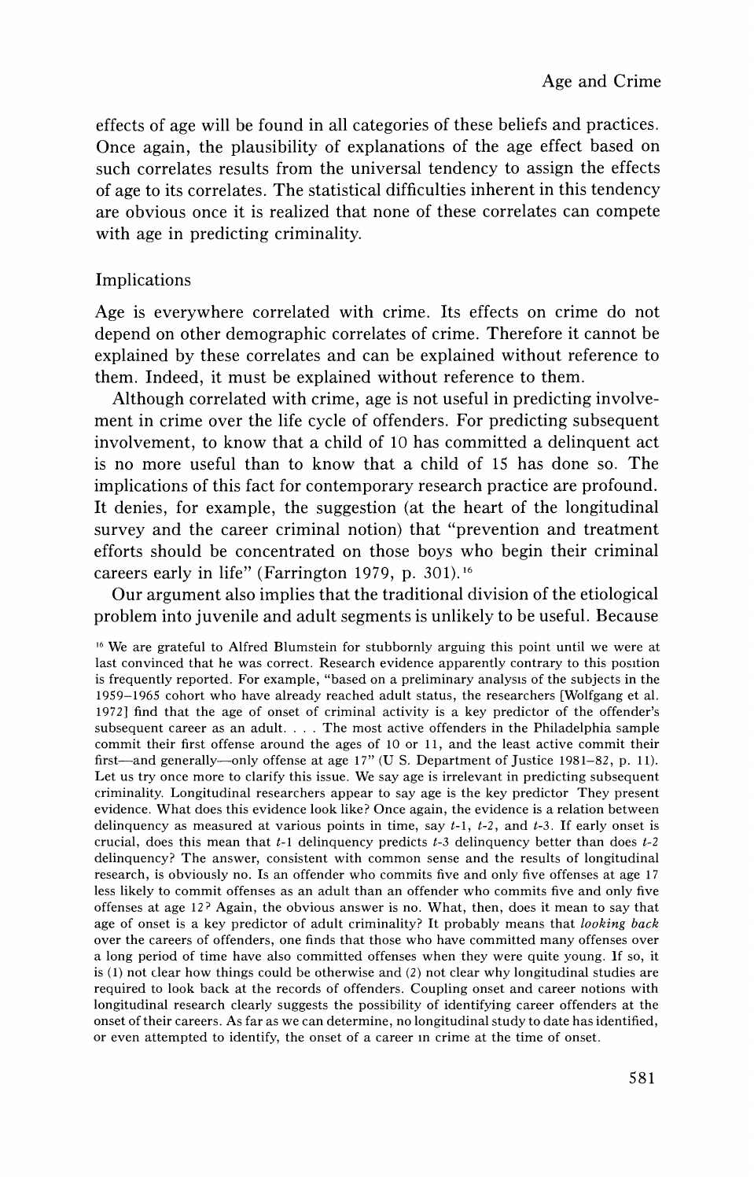effects of age will be found in all categories of these beliefs and practices. Once again, the plausibility of explanations of the age effect based on such correlates results from the universal tendency to assign the effects of age to its correlates. The statistical difficulties inherent in this tendency are obvious once it is realized that none of these correlates can compete with age in predicting criminality.

## Implications

Age is everywhere correlated with crime. Its effects on crime do not depend on other demographic correlates of crime. Therefore it cannot be explained by these correlates and can be explained without reference to them. Indeed, it must be explained without reference to them.

Although correlated with crime, age is not useful in predicting involvement in crime over the life cycle of offenders. For predicting subsequent involvement, to know that a child of 10 has committed a delinquent act is no more useful than to know that a child of 15 has done so. The implications of this fact for contemporary research practice are profound. It denies, for example, the suggestion (at the heart of the longitudinal survey and the career criminal notion) that "prevention and treatment efforts should be concentrated on those boys who begin their criminal careers early in life" (Farrington 1979, p. 301).[16]

Our argument also implies that the traditional division of the etiological problem into juvenile and adult segments is unlikely to be useful. Because

[16] We are grateful to Alfred Blumstein for stubbornly arguing this point until we were at last convinced that he was correct. Research evidence apparently contrary to this position is frequently reported. For example, "based on a preliminary analysis of the subjects in the 1959–1965 cohort who have already reached adult status, the researchers [Wolfgang et al. 1972] find that the age of onset of criminal activity is a key predictor of the offender's subsequent career as an adult. . . . The most active offenders in the Philadelphia sample commit their first offense around the ages of 10 or 11, and the least active commit their first—and generally—only offense at age 17" (U S. Department of Justice 1981–82, p. 11). Let us try once more to clarify this issue. We say age is irrelevant in predicting subsequent criminality. Longitudinal researchers appear to say age is the key predictor They present evidence. What does this evidence look like? Once again, the evidence is a relation between delinquency as measured at various points in time, say *t*-1, *t*-2, and *t*-3. If early onset is crucial, does this mean that *t*-1 delinquency predicts *t*-3 delinquency better than does *t*-2 delinquency? The answer, consistent with common sense and the results of longitudinal research, is obviously no. Is an offender who commits five and only five offenses at age 17 less likely to commit offenses as an adult than an offender who commits five and only five offenses at age 12? Again, the obvious answer is no. What, then, does it mean to say that age of onset is a key predictor of adult criminality? It probably means that *looking back* over the careers of offenders, one finds that those who have committed many offenses over a long period of time have also committed offenses when they were quite young. If so, it is (1) not clear how things could be otherwise and (2) not clear why longitudinal studies are required to look back at the records of offenders. Coupling onset and career notions with longitudinal research clearly suggests the possibility of identifying career offenders at the onset of their careers. As far as we can determine, no longitudinal study to date has identified, or even attempted to identify, the onset of a career in crime at the time of onset.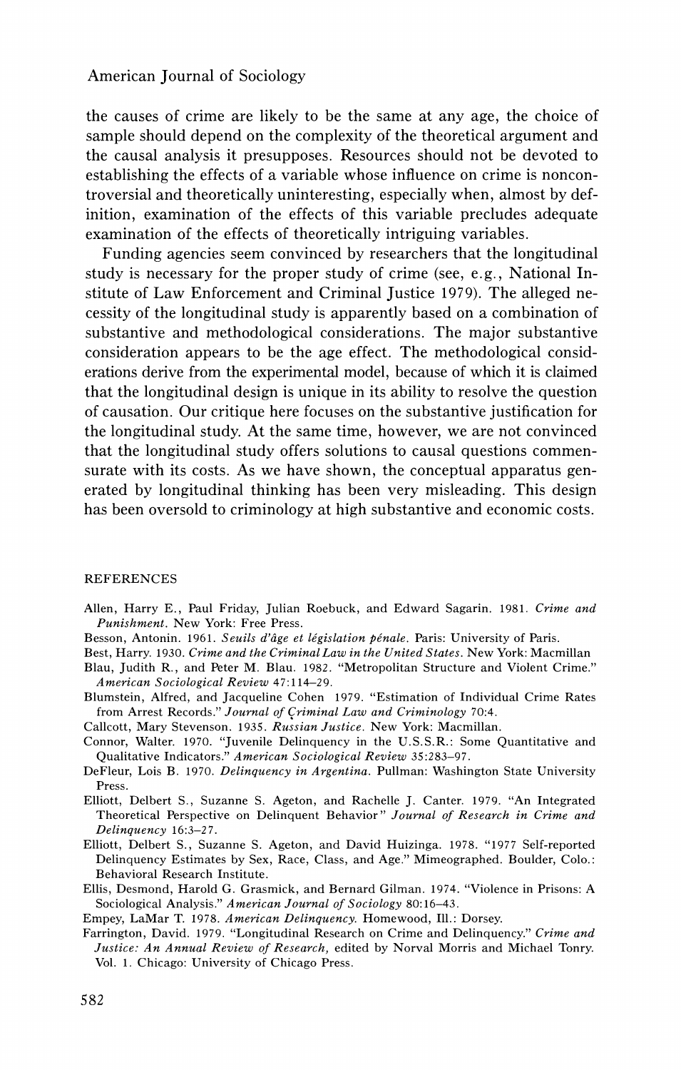the causes of crime are likely to be the same at any age, the choice of sample should depend on the complexity of the theoretical argument and the causal analysis it presupposes. Resources should not be devoted to establishing the effects of a variable whose influence on crime is noncontroversial and theoretically uninteresting, especially when, almost by definition, examination of the effects of this variable precludes adequate examination of the effects of theoretically intriguing variables.

Funding agencies seem convinced by researchers that the longitudinal study is necessary for the proper study of crime (see, e.g., National Institute of Law Enforcement and Criminal Justice 1979). The alleged necessity of the longitudinal study is apparently based on a combination of substantive and methodological considerations. The major substantive consideration appears to be the age effect. The methodological considerations derive from the experimental model, because of which it is claimed that the longitudinal design is unique in its ability to resolve the question of causation. Our critique here focuses on the substantive justification for the longitudinal study. At the same time, however, we are not convinced that the longitudinal study offers solutions to causal questions commensurate with its costs. As we have shown, the conceptual apparatus generated by longitudinal thinking has been very misleading. This design has been oversold to criminology at high substantive and economic costs.

## REFERENCES

Allen, Harry E., Paul Friday, Julian Roebuck, and Edward Sagarin. 1981. *Crime and Punishment*. New York: Free Press.

Besson, Antonin. 1961. *Seuils d'âge et législation pénale*. Paris: University of Paris.

Best, Harry. 1930. *Crime and the Criminal Law in the United States*. New York: Macmillan

Blau, Judith R., and Peter M. Blau. 1982. "Metropolitan Structure and Violent Crime." *American Sociological Review* 47:114–29.

Blumstein, Alfred, and Jacqueline Cohen 1979. "Estimation of Individual Crime Rates from Arrest Records." *Journal of Criminal Law and Criminology* 70:4.

Callcott, Mary Stevenson. 1935. *Russian Justice*. New York: Macmillan.

Connor, Walter. 1970. "Juvenile Delinquency in the U.S.S.R.: Some Quantitative and Qualitative Indicators." *American Sociological Review* 35:283–97.

DeFleur, Lois B. 1970. *Delinquency in Argentina*. Pullman: Washington State University Press.

Elliott, Delbert S., Suzanne S. Ageton, and Rachelle J. Canter. 1979. "An Integrated Theoretical Perspective on Delinquent Behavior" *Journal of Research in Crime and Delinquency* 16:3–27.

Elliott, Delbert S., Suzanne S. Ageton, and David Huizinga. 1978. "1977 Self-reported Delinquency Estimates by Sex, Race, Class, and Age." Mimeographed. Boulder, Colo.: Behavioral Research Institute.

Ellis, Desmond, Harold G. Grasmick, and Bernard Gilman. 1974. "Violence in Prisons: A Sociological Analysis." *American Journal of Sociology* 80:16–43.

Empey, LaMar T. 1978. *American Delinquency*. Homewood, Ill.: Dorsey.

Farrington, David. 1979. "Longitudinal Research on Crime and Delinquency." *Crime and Justice: An Annual Review of Research*, edited by Norval Morris and Michael Tonry. Vol. 1. Chicago: University of Chicago Press.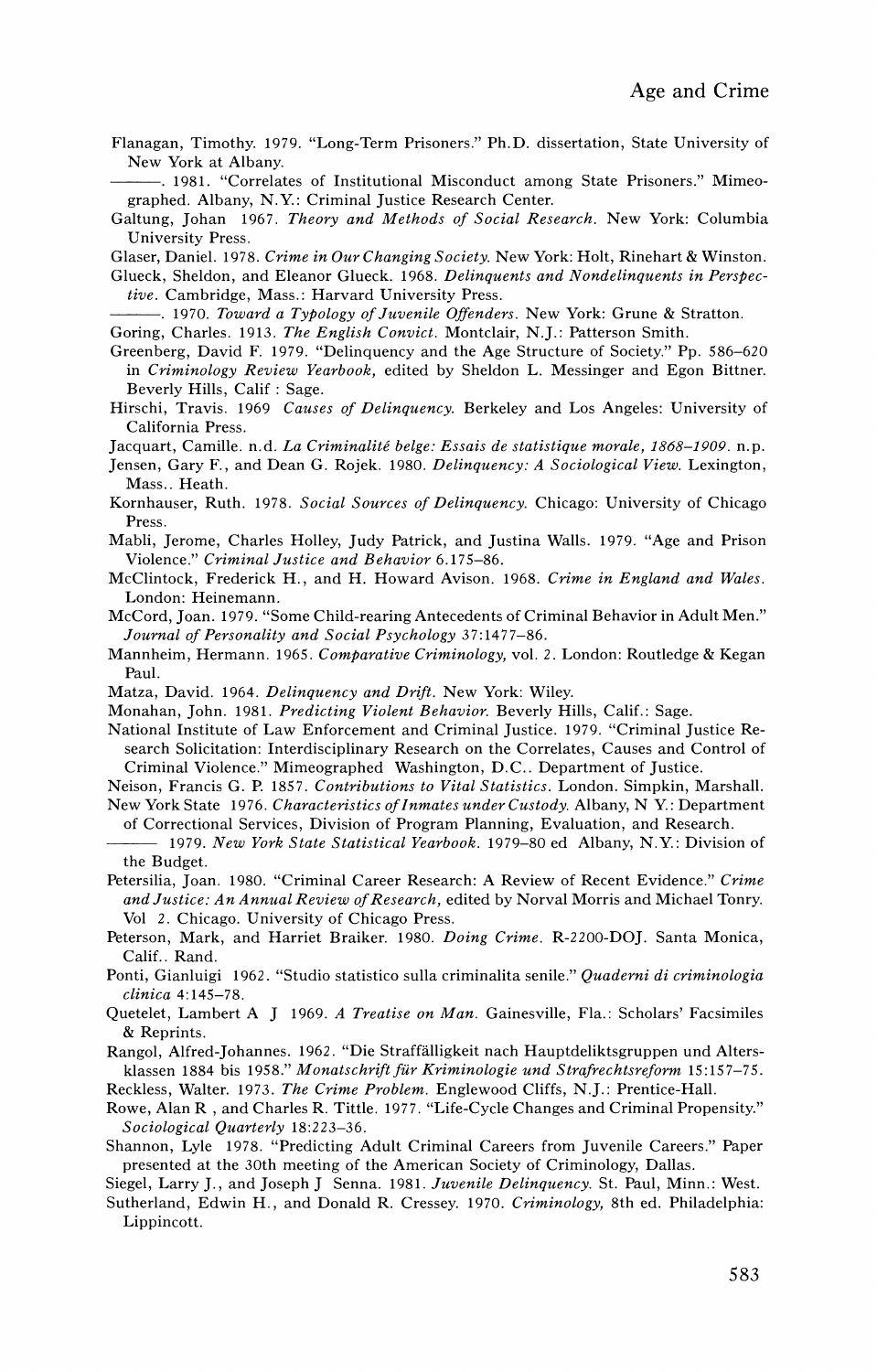Flanagan, Timothy. 1979. "Long-Term Prisoners." Ph.D. dissertation, State University of New York at Albany.

———. 1981. "Correlates of Institutional Misconduct among State Prisoners." Mimeographed. Albany, N.Y.: Criminal Justice Research Center.

Galtung, Johan 1967. *Theory and Methods of Social Research*. New York: Columbia University Press.

Glaser, Daniel. 1978. *Crime in Our Changing Society*. New York: Holt, Rinehart & Winston.

Glueck, Sheldon, and Eleanor Glueck. 1968. *Delinquents and Nondelinquents in Perspective*. Cambridge, Mass.: Harvard University Press.

———. 1970. *Toward a Typology of Juvenile Offenders*. New York: Grune & Stratton.

Goring, Charles. 1913. *The English Convict*. Montclair, N.J.: Patterson Smith.

Greenberg, David F. 1979. "Delinquency and the Age Structure of Society." Pp. 586–620 in *Criminology Review Yearbook*, edited by Sheldon L. Messinger and Egon Bittner. Beverly Hills, Calif : Sage.

Hirschi, Travis. 1969 *Causes of Delinquency*. Berkeley and Los Angeles: University of California Press.

Jacquart, Camille. n.d. *La Criminalité belge: Essais de statistique morale, 1868–1909*. n.p.

Jensen, Gary F., and Dean G. Rojek. 1980. *Delinquency: A Sociological View*. Lexington, Mass.. Heath.

Kornhauser, Ruth. 1978. *Social Sources of Delinquency*. Chicago: University of Chicago Press.

Mabli, Jerome, Charles Holley, Judy Patrick, and Justina Walls. 1979. "Age and Prison Violence." *Criminal Justice and Behavior* 6.175–86.

McClintock, Frederick H., and H. Howard Avison. 1968. *Crime in England and Wales*. London: Heinemann.

McCord, Joan. 1979. "Some Child-rearing Antecedents of Criminal Behavior in Adult Men." *Journal of Personality and Social Psychology* 37:1477–86.

Mannheim, Hermann. 1965. *Comparative Criminology*, vol. 2. London: Routledge & Kegan Paul.

Matza, David. 1964. *Delinquency and Drift*. New York: Wiley.

Monahan, John. 1981. *Predicting Violent Behavior*. Beverly Hills, Calif.: Sage.

National Institute of Law Enforcement and Criminal Justice. 1979. "Criminal Justice Research Solicitation: Interdisciplinary Research on the Correlates, Causes and Control of Criminal Violence." Mimeographed Washington, D.C.. Department of Justice.

Neison, Francis G. P. 1857. *Contributions to Vital Statistics*. London. Simpkin, Marshall.

New York State 1976. *Characteristics of Inmates under Custody*. Albany, N Y.: Department of Correctional Services, Division of Program Planning, Evaluation, and Research.

——— 1979. *New York State Statistical Yearbook*. 1979–80 ed Albany, N.Y.: Division of the Budget.

Petersilia, Joan. 1980. "Criminal Career Research: A Review of Recent Evidence." *Crime and Justice: An Annual Review of Research*, edited by Norval Morris and Michael Tonry. Vol 2. Chicago. University of Chicago Press.

Peterson, Mark, and Harriet Braiker. 1980. *Doing Crime*. R-2200-DOJ. Santa Monica, Calif.. Rand.

Ponti, Gianluigi 1962. "Studio statistico sulla criminalita senile." *Quaderni di criminologia clinica* 4:145–78.

Quetelet, Lambert A J 1969. *A Treatise on Man*. Gainesville, Fla.: Scholars' Facsimiles & Reprints.

Rangol, Alfred-Johannes. 1962. "Die Straffälligkeit nach Hauptdeliktsgruppen und Altersklassen 1884 bis 1958." *Monatschrift für Kriminologie und Strafrechtsreform* 15:157–75.

Reckless, Walter. 1973. *The Crime Problem*. Englewood Cliffs, N.J.: Prentice-Hall.

Rowe, Alan R , and Charles R. Tittle. 1977. "Life-Cycle Changes and Criminal Propensity." *Sociological Quarterly* 18:223–36.

Shannon, Lyle 1978. "Predicting Adult Criminal Careers from Juvenile Careers." Paper presented at the 30th meeting of the American Society of Criminology, Dallas.

Siegel, Larry J., and Joseph J Senna. 1981. *Juvenile Delinquency*. St. Paul, Minn.: West.

Sutherland, Edwin H., and Donald R. Cressey. 1970. *Criminology*, 8th ed. Philadelphia: Lippincott.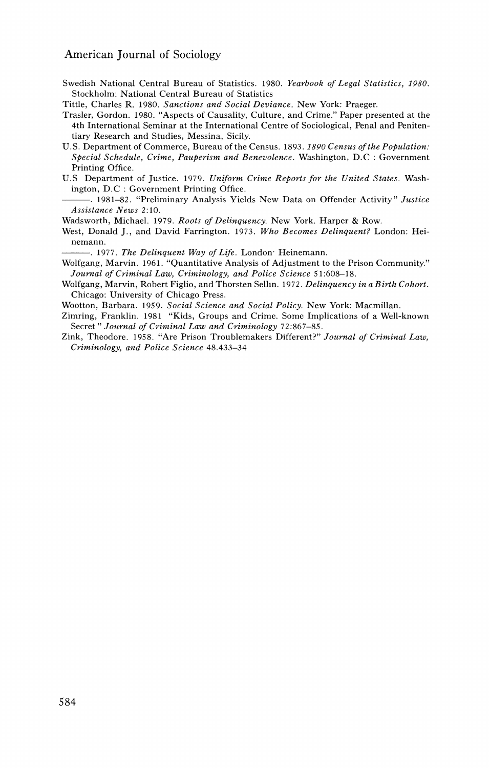Swedish National Central Bureau of Statistics. 1980. *Yearbook of Legal Statistics, 1980*. Stockholm: National Central Bureau of Statistics

Tittle, Charles R. 1980. *Sanctions and Social Deviance*. New York: Praeger.

Trasler, Gordon. 1980. "Aspects of Causality, Culture, and Crime." Paper presented at the 4th International Seminar at the International Centre of Sociological, Penal and Penitentiary Research and Studies, Messina, Sicily.

U.S. Department of Commerce, Bureau of the Census. 1893. *1890 Census of the Population: Special Schedule, Crime, Pauperism and Benevolence*. Washington, D.C : Government Printing Office.

U.S Department of Justice. 1979. *Uniform Crime Reports for the United States*. Washington, D.C : Government Printing Office.

———. 1981–82. "Preliminary Analysis Yields New Data on Offender Activity" *Justice Assistance News* 2:10.

Wadsworth, Michael. 1979. *Roots of Delinquency*. New York. Harper & Row.

West, Donald J., and David Farrington. 1973. *Who Becomes Delinquent?* London: Heinemann.

———. 1977. *The Delinquent Way of Life*. London· Heinemann.

Wolfgang, Marvin. 1961. "Quantitative Analysis of Adjustment to the Prison Community." *Journal of Criminal Law, Criminology, and Police Science* 51:608–18.

Wolfgang, Marvin, Robert Figlio, and Thorsten Sellin. 1972. *Delinquency in a Birth Cohort*. Chicago: University of Chicago Press.

Wootton, Barbara. 1959. *Social Science and Social Policy*. New York: Macmillan.

Zimring, Franklin. 1981 "Kids, Groups and Crime. Some Implications of a Well-known Secret" *Journal of Criminal Law and Criminology* 72:867–85.

Zink, Theodore. 1958. "Are Prison Troublemakers Different?" *Journal of Criminal Law, Criminology, and Police Science* 48.433–34